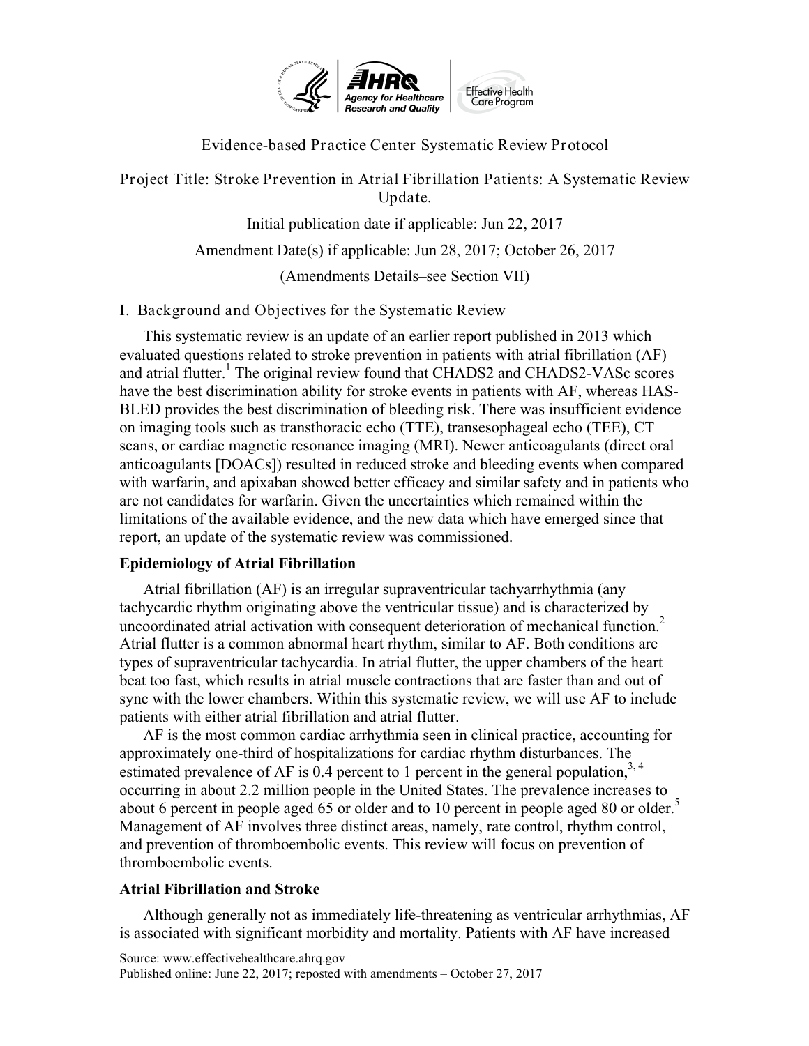Evidence-based Practice Center Systematic Review Protocol

# Project Title: Stroke Prevention in Atrial Fibrillation Patients: A Systematic Review Update.

Initial publication date if applicable: Jun 22, 2017

Amendment Date(s) if applicable: Jun 28, 2017; October 26, 2017

(Amendments Details–see Section VII)

## I. Background and Objectives for the Systematic Review

This systematic review is an update of an earlier report published in 2013 which evaluated questions related to stroke prevention in patients with atrial fibrillation (AF) and atrial flutter.[1] The original review found that CHADS2 and CHADS2-VASc scores have the best discrimination ability for stroke events in patients with AF, whereas HAS-BLED provides the best discrimination of bleeding risk. There was insufficient evidence on imaging tools such as transthoracic echo (TTE), transesophageal echo (TEE), CT scans, or cardiac magnetic resonance imaging (MRI). Newer anticoagulants (direct oral anticoagulants [DOACs]) resulted in reduced stroke and bleeding events when compared with warfarin, and apixaban showed better efficacy and similar safety and in patients who are not candidates for warfarin. Given the uncertainties which remained within the limitations of the available evidence, and the new data which have emerged since that report, an update of the systematic review was commissioned.

### Epidemiology of Atrial Fibrillation

Atrial fibrillation (AF) is an irregular supraventricular tachyarrhythmia (any tachycardic rhythm originating above the ventricular tissue) and is characterized by uncoordinated atrial activation with consequent deterioration of mechanical function.[2] Atrial flutter is a common abnormal heart rhythm, similar to AF. Both conditions are types of supraventricular tachycardia. In atrial flutter, the upper chambers of the heart beat too fast, which results in atrial muscle contractions that are faster than and out of sync with the lower chambers. Within this systematic review, we will use AF to include patients with either atrial fibrillation and atrial flutter.

AF is the most common cardiac arrhythmia seen in clinical practice, accounting for approximately one-third of hospitalizations for cardiac rhythm disturbances. The estimated prevalence of AF is 0.4 percent to 1 percent in the general population,[3, 4] occurring in about 2.2 million people in the United States. The prevalence increases to about 6 percent in people aged 65 or older and to 10 percent in people aged 80 or older.[5] Management of AF involves three distinct areas, namely, rate control, rhythm control, and prevention of thromboembolic events. This review will focus on prevention of thromboembolic events.

### Atrial Fibrillation and Stroke

Although generally not as immediately life-threatening as ventricular arrhythmias, AF is associated with significant morbidity and mortality. Patients with AF have increased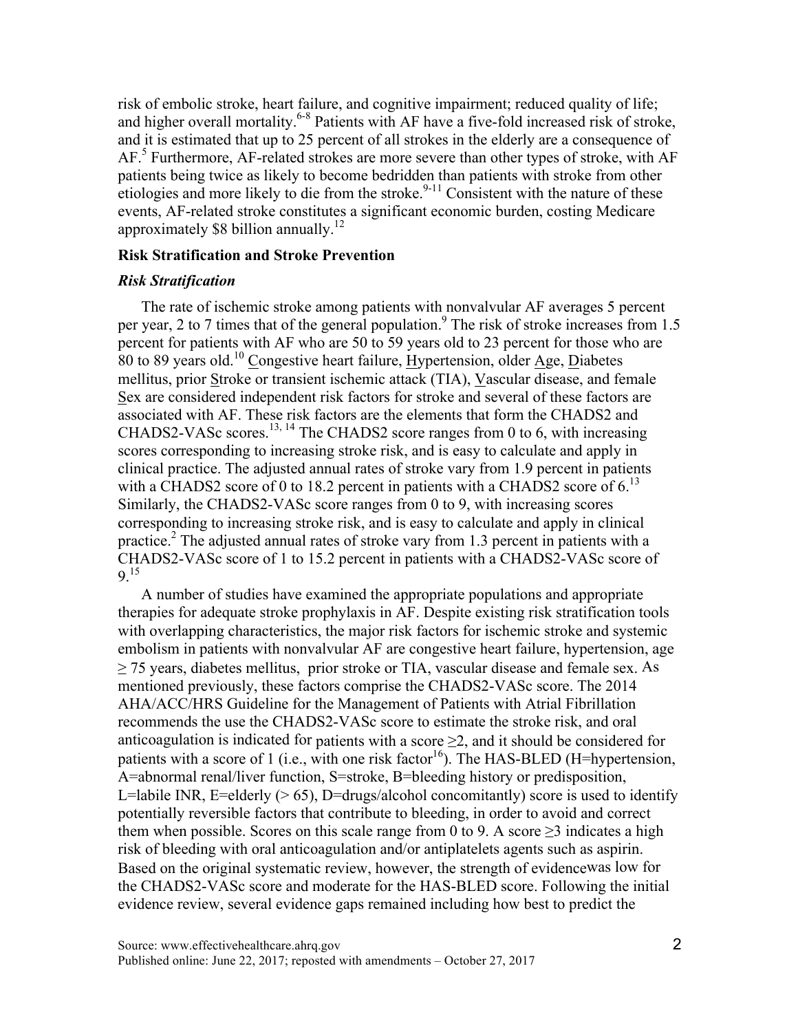risk of embolic stroke, heart failure, and cognitive impairment; reduced quality of life; and higher overall mortality.[6-8] Patients with AF have a five-fold increased risk of stroke, and it is estimated that up to 25 percent of all strokes in the elderly are a consequence of AF.[5] Furthermore, AF-related strokes are more severe than other types of stroke, with AF patients being twice as likely to become bedridden than patients with stroke from other etiologies and more likely to die from the stroke.[9-11] Consistent with the nature of these events, AF-related stroke constitutes a significant economic burden, costing Medicare approximately $8 billion annually.[12]

## Risk Stratification and Stroke Prevention

### *Risk Stratification*

The rate of ischemic stroke among patients with nonvalvular AF averages 5 percent per year, 2 to 7 times that of the general population.[9] The risk of stroke increases from 1.5 percent for patients with AF who are 50 to 59 years old to 23 percent for those who are 80 to 89 years old.[10] Congestive heart failure, Hypertension, older Age, Diabetes mellitus, prior Stroke or transient ischemic attack (TIA), Vascular disease, and female Sex are considered independent risk factors for stroke and several of these factors are associated with AF. These risk factors are the elements that form the CHADS2 and CHADS2-VASc scores.[13, 14] The CHADS2 score ranges from 0 to 6, with increasing scores corresponding to increasing stroke risk, and is easy to calculate and apply in clinical practice. The adjusted annual rates of stroke vary from 1.9 percent in patients with a CHADS2 score of 0 to 18.2 percent in patients with a CHADS2 score of 6.[13] Similarly, the CHADS2-VASc score ranges from 0 to 9, with increasing scores corresponding to increasing stroke risk, and is easy to calculate and apply in clinical practice.[2] The adjusted annual rates of stroke vary from 1.3 percent in patients with a CHADS2-VASc score of 1 to 15.2 percent in patients with a CHADS2-VASc score of 9.[15]

A number of studies have examined the appropriate populations and appropriate therapies for adequate stroke prophylaxis in AF. Despite existing risk stratification tools with overlapping characteristics, the major risk factors for ischemic stroke and systemic embolism in patients with nonvalvular AF are congestive heart failure, hypertension, age ≥ 75 years, diabetes mellitus, prior stroke or TIA, vascular disease and female sex. As mentioned previously, these factors comprise the CHADS2-VASc score. The 2014 AHA/ACC/HRS Guideline for the Management of Patients with Atrial Fibrillation recommends the use the CHADS2-VASc score to estimate the stroke risk, and oral anticoagulation is indicated for patients with a score ≥2, and it should be considered for patients with a score of 1 (i.e., with one risk factor[16]). The HAS-BLED (H=hypertension, A=abnormal renal/liver function, S=stroke, B=bleeding history or predisposition, L=labile INR, E=elderly (> 65), D=drugs/alcohol concomitantly) score is used to identify potentially reversible factors that contribute to bleeding, in order to avoid and correct them when possible. Scores on this scale range from 0 to 9. A score ≥3 indicates a high risk of bleeding with oral anticoagulation and/or antiplatelets agents such as aspirin. Based on the original systematic review, however, the strength of evidencewas low for the CHADS2-VASc score and moderate for the HAS-BLED score. Following the initial evidence review, several evidence gaps remained including how best to predict the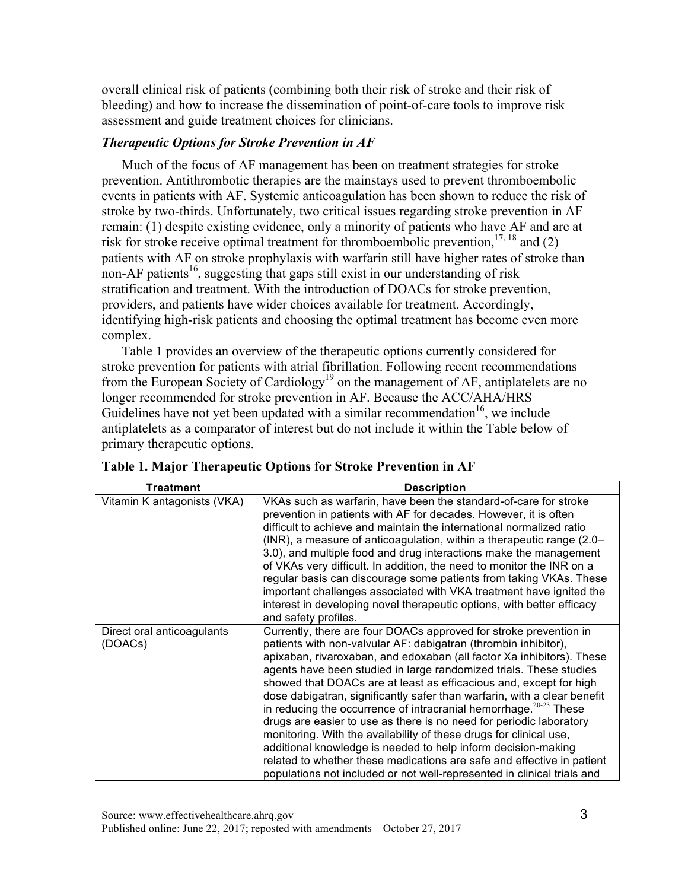overall clinical risk of patients (combining both their risk of stroke and their risk of bleeding) and how to increase the dissemination of point-of-care tools to improve risk assessment and guide treatment choices for clinicians.

### *Therapeutic Options for Stroke Prevention in AF*

Much of the focus of AF management has been on treatment strategies for stroke prevention. Antithrombotic therapies are the mainstays used to prevent thromboembolic events in patients with AF. Systemic anticoagulation has been shown to reduce the risk of stroke by two-thirds. Unfortunately, two critical issues regarding stroke prevention in AF remain: (1) despite existing evidence, only a minority of patients who have AF and are at risk for stroke receive optimal treatment for thromboembolic prevention,[17, 18] and (2) patients with AF on stroke prophylaxis with warfarin still have higher rates of stroke than non-AF patients[16], suggesting that gaps still exist in our understanding of risk stratification and treatment. With the introduction of DOACs for stroke prevention, providers, and patients have wider choices available for treatment. Accordingly, identifying high-risk patients and choosing the optimal treatment has become even more complex.

Table 1 provides an overview of the therapeutic options currently considered for stroke prevention for patients with atrial fibrillation. Following recent recommendations from the European Society of Cardiology[19] on the management of AF, antiplatelets are no longer recommended for stroke prevention in AF. Because the ACC/AHA/HRS Guidelines have not yet been updated with a similar recommendation[16], we include antiplatelets as a comparator of interest but do not include it within the Table below of primary therapeutic options.

**Table 1. Major Therapeutic Options for Stroke Prevention in AF**

| Treatment | Description |
|---|---|
| Vitamin K antagonists (VKA) | VKAs such as warfarin, have been the standard-of-care for stroke prevention in patients with AF for decades. However, it is often difficult to achieve and maintain the international normalized ratio (INR), a measure of anticoagulation, within a therapeutic range (2.0–3.0), and multiple food and drug interactions make the management of VKAs very difficult. In addition, the need to monitor the INR on a regular basis can discourage some patients from taking VKAs. These important challenges associated with VKA treatment have ignited the interest in developing novel therapeutic options, with better efficacy and safety profiles. |
| Direct oral anticoagulants (DOACs) | Currently, there are four DOACs approved for stroke prevention in patients with non-valvular AF: dabigatran (thrombin inhibitor), apixaban, rivaroxaban, and edoxaban (all factor Xa inhibitors). These agents have been studied in large randomized trials. These studies showed that DOACs are at least as efficacious and, except for high dose dabigatran, significantly safer than warfarin, with a clear benefit in reducing the occurrence of intracranial hemorrhage.[20-23] These drugs are easier to use as there is no need for periodic laboratory monitoring. With the availability of these drugs for clinical use, additional knowledge is needed to help inform decision-making related to whether these medications are safe and effective in patient populations not included or not well-represented in clinical trials and |

Source: www.effectivehealthcare.ahrq.gov
Published online: June 22, 2017; reposted with amendments – October 27, 2017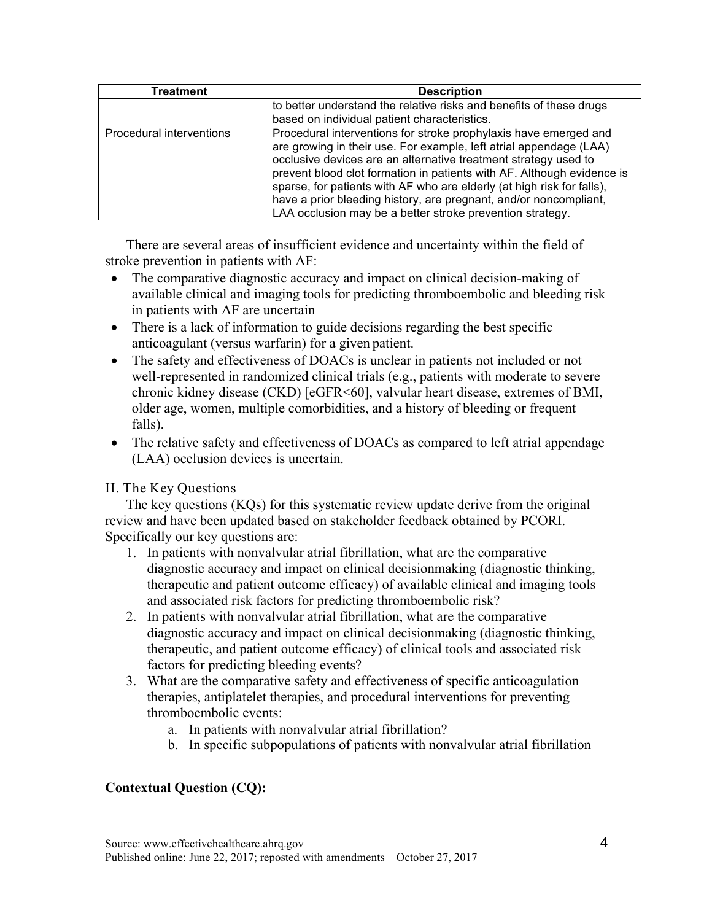| Treatment | Description |
| --- | --- |
| | to better understand the relative risks and benefits of these drugs based on individual patient characteristics. |
| Procedural interventions | Procedural interventions for stroke prophylaxis have emerged and are growing in their use. For example, left atrial appendage (LAA) occlusive devices are an alternative treatment strategy used to prevent blood clot formation in patients with AF. Although evidence is sparse, for patients with AF who are elderly (at high risk for falls), have a prior bleeding history, are pregnant, and/or noncompliant, LAA occlusion may be a better stroke prevention strategy. |

There are several areas of insufficient evidence and uncertainty within the field of stroke prevention in patients with AF:

- The comparative diagnostic accuracy and impact on clinical decision-making of available clinical and imaging tools for predicting thromboembolic and bleeding risk in patients with AF are uncertain
- There is a lack of information to guide decisions regarding the best specific anticoagulant (versus warfarin) for a given patient.
- The safety and effectiveness of DOACs is unclear in patients not included or not well-represented in randomized clinical trials (e.g., patients with moderate to severe chronic kidney disease (CKD) [eGFR<60], valvular heart disease, extremes of BMI, older age, women, multiple comorbidities, and a history of bleeding or frequent falls).
- The relative safety and effectiveness of DOACs as compared to left atrial appendage (LAA) occlusion devices is uncertain.

## II. The Key Questions

The key questions (KQs) for this systematic review update derive from the original review and have been updated based on stakeholder feedback obtained by PCORI. Specifically our key questions are:

1. In patients with nonvalvular atrial fibrillation, what are the comparative diagnostic accuracy and impact on clinical decisionmaking (diagnostic thinking, therapeutic and patient outcome efficacy) of available clinical and imaging tools and associated risk factors for predicting thromboembolic risk?
2. In patients with nonvalvular atrial fibrillation, what are the comparative diagnostic accuracy and impact on clinical decisionmaking (diagnostic thinking, therapeutic, and patient outcome efficacy) of clinical tools and associated risk factors for predicting bleeding events?
3. What are the comparative safety and effectiveness of specific anticoagulation therapies, antiplatelet therapies, and procedural interventions for preventing thromboembolic events:
    a. In patients with nonvalvular atrial fibrillation?
    b. In specific subpopulations of patients with nonvalvular atrial fibrillation

**Contextual Question (CQ):**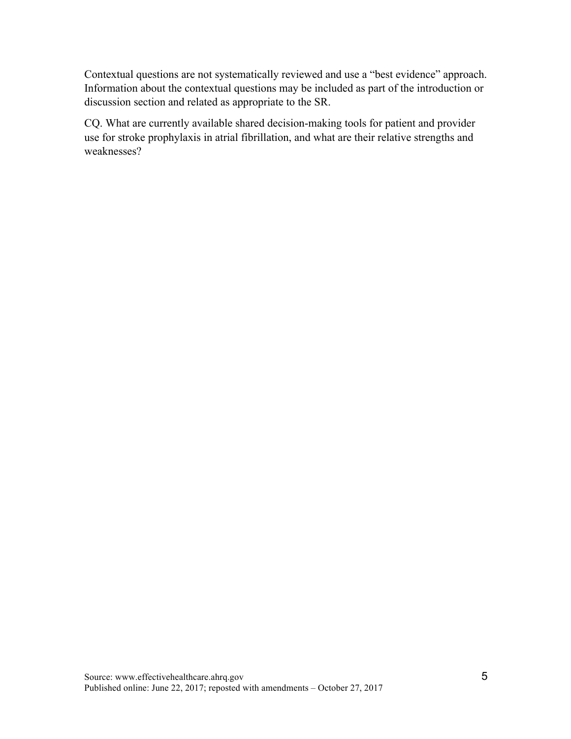Contextual questions are not systematically reviewed and use a "best evidence" approach. Information about the contextual questions may be included as part of the introduction or discussion section and related as appropriate to the SR.

CQ. What are currently available shared decision-making tools for patient and provider use for stroke prophylaxis in atrial fibrillation, and what are their relative strengths and weaknesses?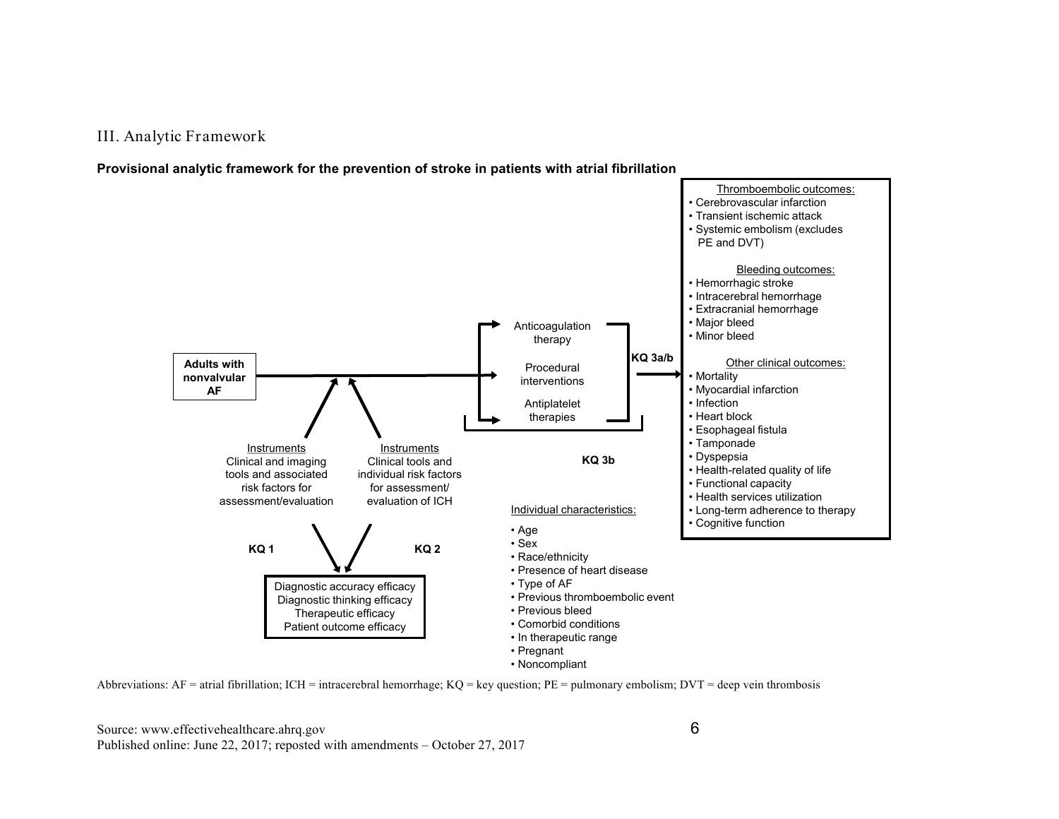## III. Analytic Framework

**Provisional analytic framework for the prevention of stroke in patients with atrial fibrillation**

**Adults with nonvalvular AF**

Anticoagulation therapy

Procedural interventions

Antiplatelet therapies

**KQ 3a/b**

Thromboembolic outcomes:
- Cerebrovascular infarction
- Transient ischemic attack
- Systemic embolism (excludes PE and DVT)

Bleeding outcomes:
- Hemorrhagic stroke
- Intracerebral hemorrhage
- Extracranial hemorrhage
- Major bleed
- Minor bleed

Other clinical outcomes:
- Mortality
- Myocardial infarction
- Infection
- Heart block
- Esophageal fistula
- Tamponade
- Dyspepsia
- Health-related quality of life
- Functional capacity
- Health services utilization
- Long-term adherence to therapy
- Cognitive function

Instruments
Clinical and imaging tools and associated risk factors for assessment/evaluation

Instruments
Clinical tools and individual risk factors for assessment/ evaluation of ICH

**KQ 1**

**KQ 2**

Diagnostic accuracy efficacy
Diagnostic thinking efficacy
Therapeutic efficacy
Patient outcome efficacy

**KQ 3b**

Individual characteristics:
- Age
- Sex
- Race/ethnicity
- Presence of heart disease
- Type of AF
- Previous thromboembolic event
- Previous bleed
- Comorbid conditions
- In therapeutic range
- Pregnant
- Noncompliant

Abbreviations: AF = atrial fibrillation; ICH = intracerebral hemorrhage; KQ = key question; PE = pulmonary embolism; DVT = deep vein thrombosis

Source: www.effectivehealthcare.ahrq.gov
Published online: June 22, 2017; reposted with amendments – October 27, 2017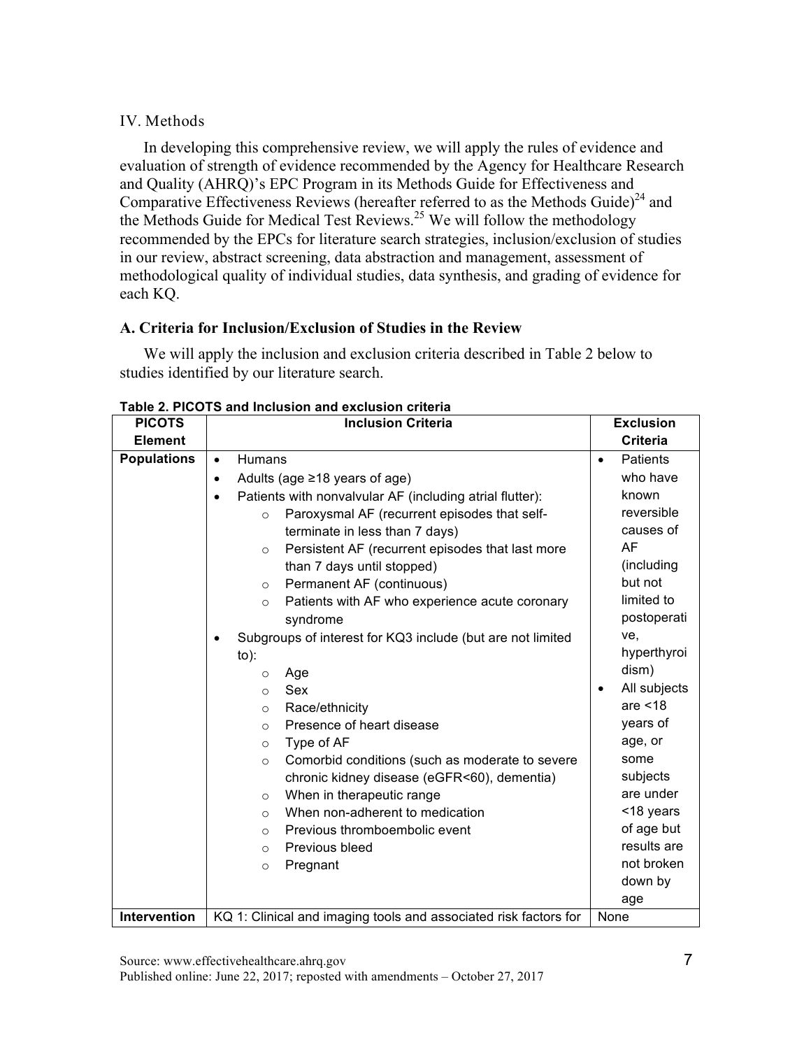## IV. Methods

In developing this comprehensive review, we will apply the rules of evidence and evaluation of strength of evidence recommended by the Agency for Healthcare Research and Quality (AHRQ)'s EPC Program in its Methods Guide for Effectiveness and Comparative Effectiveness Reviews (hereafter referred to as the Methods Guide)[24] and the Methods Guide for Medical Test Reviews.[25] We will follow the methodology recommended by the EPCs for literature search strategies, inclusion/exclusion of studies in our review, abstract screening, data abstraction and management, assessment of methodological quality of individual studies, data synthesis, and grading of evidence for each KQ.

### A. Criteria for Inclusion/Exclusion of Studies in the Review

We will apply the inclusion and exclusion criteria described in Table 2 below to studies identified by our literature search.

**Table 2. PICOTS and Inclusion and exclusion criteria**

| PICOTS Element | Inclusion Criteria | Exclusion Criteria |
|---|---|---|
| **Populations** | • Humans<br>• Adults (age ≥18 years of age)<br>• Patients with nonvalvular AF (including atrial flutter):<br>&nbsp;&nbsp;○ Paroxysmal AF (recurrent episodes that self-terminate in less than 7 days)<br>&nbsp;&nbsp;○ Persistent AF (recurrent episodes that last more than 7 days until stopped)<br>&nbsp;&nbsp;○ Permanent AF (continuous)<br>&nbsp;&nbsp;○ Patients with AF who experience acute coronary syndrome<br>• Subgroups of interest for KQ3 include (but are not limited to):<br>&nbsp;&nbsp;○ Age<br>&nbsp;&nbsp;○ Sex<br>&nbsp;&nbsp;○ Race/ethnicity<br>&nbsp;&nbsp;○ Presence of heart disease<br>&nbsp;&nbsp;○ Type of AF<br>&nbsp;&nbsp;○ Comorbid conditions (such as moderate to severe chronic kidney disease (eGFR<60), dementia)<br>&nbsp;&nbsp;○ When in therapeutic range<br>&nbsp;&nbsp;○ When non-adherent to medication<br>&nbsp;&nbsp;○ Previous thromboembolic event<br>&nbsp;&nbsp;○ Previous bleed<br>&nbsp;&nbsp;○ Pregnant | • Patients who have known reversible causes of AF (including but not limited to postoperative, hyperthyroidism)<br>• All subjects are <18 years of age, or some subjects are under <18 years of age but results are not broken down by age |
| **Intervention** | KQ 1: Clinical and imaging tools and associated risk factors for | None |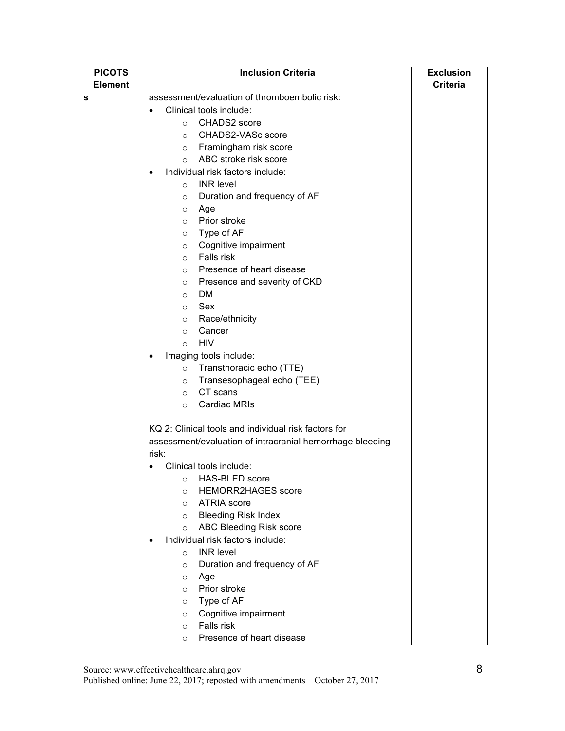| PICOTS Element | Inclusion Criteria | Exclusion Criteria |
|---|---|---|
| s | assessment/evaluation of thromboembolic risk:<br>• Clinical tools include:<br>  ○ CHADS2 score<br>  ○ CHADS2-VASc score<br>  ○ Framingham risk score<br>  ○ ABC stroke risk score<br>• Individual risk factors include:<br>  ○ INR level<br>  ○ Duration and frequency of AF<br>  ○ Age<br>  ○ Prior stroke<br>  ○ Type of AF<br>  ○ Cognitive impairment<br>  ○ Falls risk<br>  ○ Presence of heart disease<br>  ○ Presence and severity of CKD<br>  ○ DM<br>  ○ Sex<br>  ○ Race/ethnicity<br>  ○ Cancer<br>  ○ HIV<br>• Imaging tools include:<br>  ○ Transthoracic echo (TTE)<br>  ○ Transesophageal echo (TEE)<br>  ○ CT scans<br>  ○ Cardiac MRIs<br><br>KQ 2: Clinical tools and individual risk factors for assessment/evaluation of intracranial hemorrhage bleeding risk:<br>• Clinical tools include:<br>  ○ HAS-BLED score<br>  ○ HEMORR2HAGES score<br>  ○ ATRIA score<br>  ○ Bleeding Risk Index<br>  ○ ABC Bleeding Risk score<br>• Individual risk factors include:<br>  ○ INR level<br>  ○ Duration and frequency of AF<br>  ○ Age<br>  ○ Prior stroke<br>  ○ Type of AF<br>  ○ Cognitive impairment<br>  ○ Falls risk<br>  ○ Presence of heart disease | |

Source: www.effectivehealthcare.ahrq.gov
Published online: June 22, 2017; reposted with amendments – October 27, 2017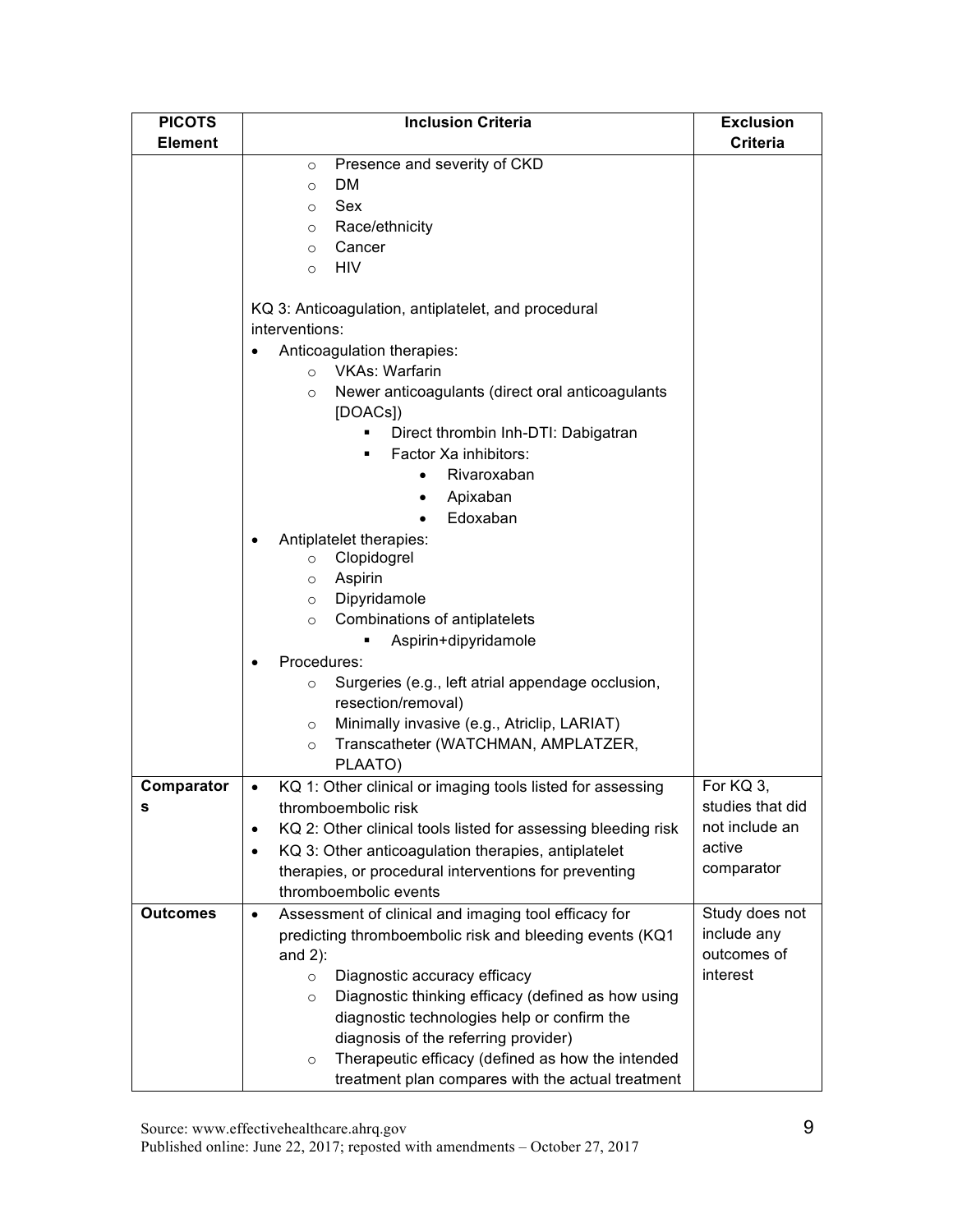| PICOTS Element | Inclusion Criteria | Exclusion Criteria |
|---|---|---|
| | ○ Presence and severity of CKD<br>○ DM<br>○ Sex<br>○ Race/ethnicity<br>○ Cancer<br>○ HIV<br><br>KQ 3: Anticoagulation, antiplatelet, and procedural interventions:<br>• Anticoagulation therapies:<br>  ○ VKAs: Warfarin<br>  ○ Newer anticoagulants (direct oral anticoagulants [DOACs])<br>    ▪ Direct thrombin Inh-DTI: Dabigatran<br>    ▪ Factor Xa inhibitors:<br>      • Rivaroxaban<br>      • Apixaban<br>      • Edoxaban<br>• Antiplatelet therapies:<br>  ○ Clopidogrel<br>  ○ Aspirin<br>  ○ Dipyridamole<br>  ○ Combinations of antiplatelets<br>    ▪ Aspirin+dipyridamole<br>• Procedures:<br>  ○ Surgeries (e.g., left atrial appendage occlusion, resection/removal)<br>  ○ Minimally invasive (e.g., Atriclip, LARIAT)<br>  ○ Transcatheter (WATCHMAN, AMPLATZER, PLAATO) | |
| **Comparators** | • KQ 1: Other clinical or imaging tools listed for assessing thromboembolic risk<br>• KQ 2: Other clinical tools listed for assessing bleeding risk<br>• KQ 3: Other anticoagulation therapies, antiplatelet therapies, or procedural interventions for preventing thromboembolic events | For KQ 3, studies that did not include an active comparator |
| **Outcomes** | • Assessment of clinical and imaging tool efficacy for predicting thromboembolic risk and bleeding events (KQ1 and 2):<br>  ○ Diagnostic accuracy efficacy<br>  ○ Diagnostic thinking efficacy (defined as how using diagnostic technologies help or confirm the diagnosis of the referring provider)<br>  ○ Therapeutic efficacy (defined as how the intended treatment plan compares with the actual treatment | Study does not include any outcomes of interest |

Source: www.effectivehealthcare.ahrq.gov
Published online: June 22, 2017; reposted with amendments – October 27, 2017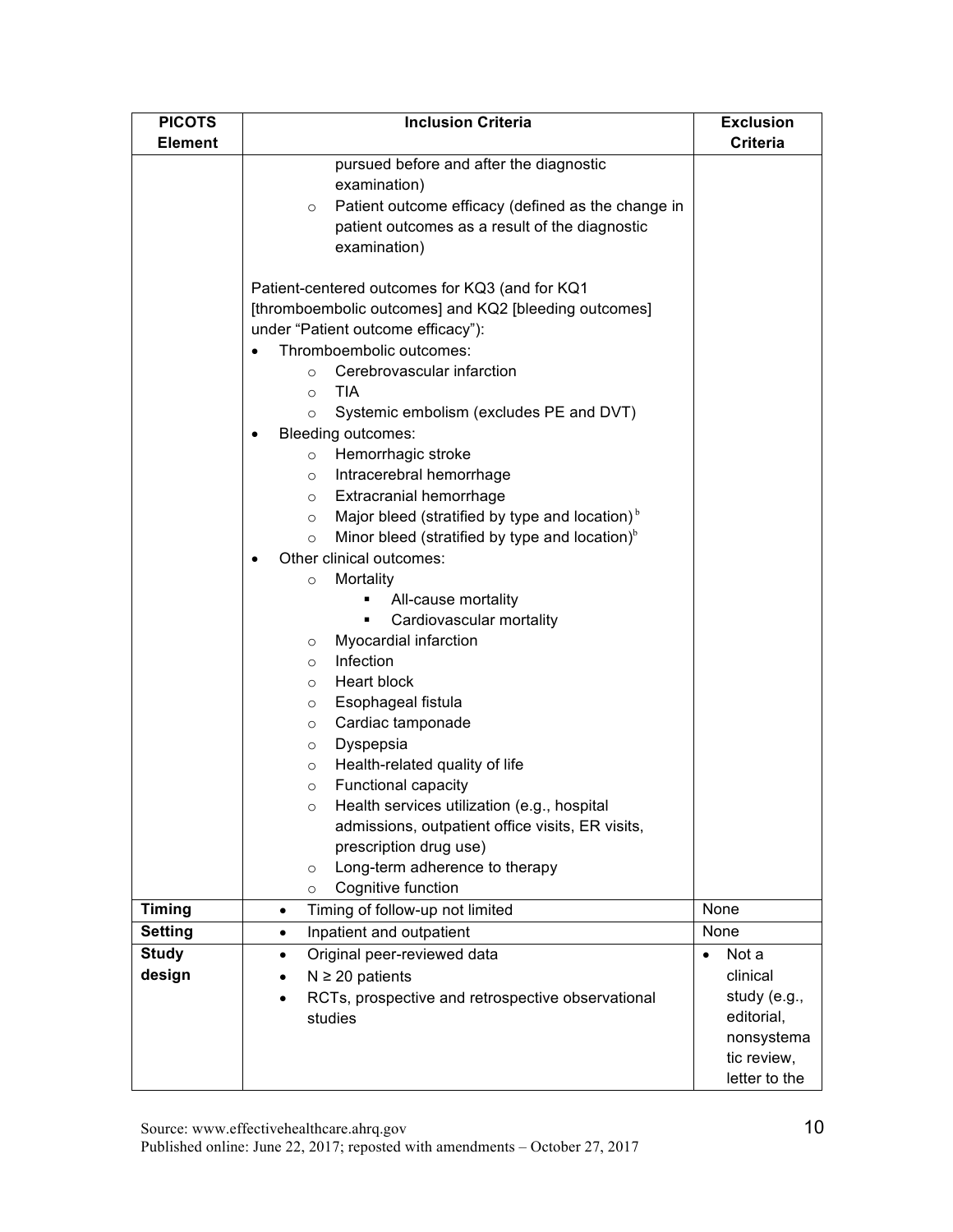| PICOTS Element | Inclusion Criteria | Exclusion Criteria |
|---|---|---|
| | pursued before and after the diagnostic examination)<br>○ Patient outcome efficacy (defined as the change in patient outcomes as a result of the diagnostic examination)<br><br>Patient-centered outcomes for KQ3 (and for KQ1 [thromboembolic outcomes] and KQ2 [bleeding outcomes] under "Patient outcome efficacy"):<br>• Thromboembolic outcomes:<br>○ Cerebrovascular infarction<br>○ TIA<br>○ Systemic embolism (excludes PE and DVT)<br>• Bleeding outcomes:<br>○ Hemorrhagic stroke<br>○ Intracerebral hemorrhage<br>○ Extracranial hemorrhage<br>○ Major bleed (stratified by type and location)[b]<br>○ Minor bleed (stratified by type and location)[b]<br>• Other clinical outcomes:<br>○ Mortality<br>▪ All-cause mortality<br>▪ Cardiovascular mortality<br>○ Myocardial infarction<br>○ Infection<br>○ Heart block<br>○ Esophageal fistula<br>○ Cardiac tamponade<br>○ Dyspepsia<br>○ Health-related quality of life<br>○ Functional capacity<br>○ Health services utilization (e.g., hospital admissions, outpatient office visits, ER visits, prescription drug use)<br>○ Long-term adherence to therapy<br>○ Cognitive function | |
| **Timing** | • Timing of follow-up not limited | None |
| **Setting** | • Inpatient and outpatient | None |
| **Study design** | • Original peer-reviewed data<br>• N ≥ 20 patients<br>• RCTs, prospective and retrospective observational studies | • Not a clinical study (e.g., editorial, nonsystematic review, letter to the |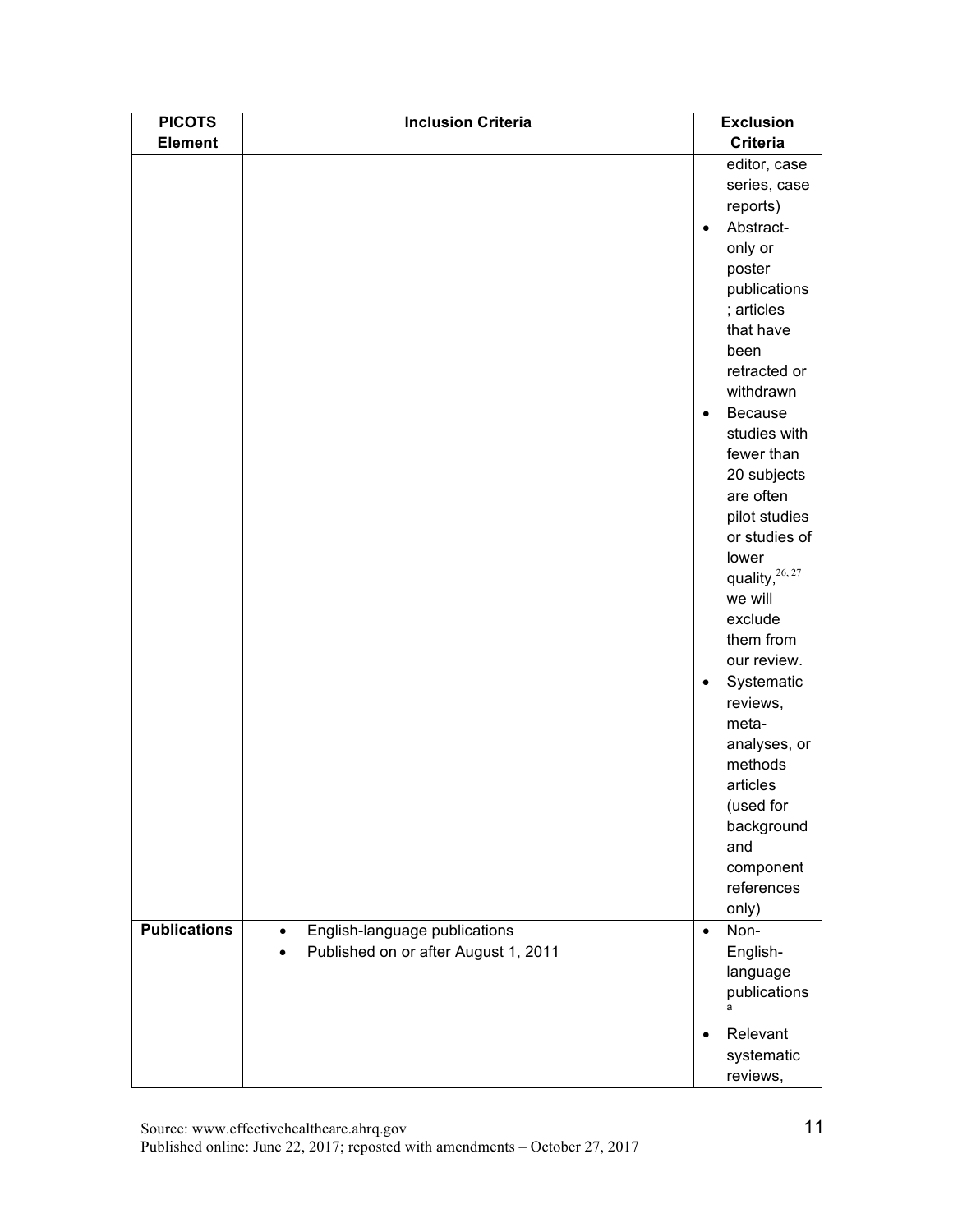| PICOTS Element | Inclusion Criteria | Exclusion Criteria |
| --- | --- | --- |
| | | editor, case series, case reports)<br>• Abstract-only or poster publications; articles that have been retracted or withdrawn<br>• Because studies with fewer than 20 subjects are often pilot studies or studies of lower quality,[26, 27] we will exclude them from our review.<br>• Systematic reviews, meta-analyses, or methods articles (used for background and component references only) |
| **Publications** | • English-language publications<br>• Published on or after August 1, 2011 | • Non-English-language publications[a]<br>• Relevant systematic reviews, |

Source: www.effectivehealthcare.ahrq.gov
Published online: June 22, 2017; reposted with amendments – October 27, 2017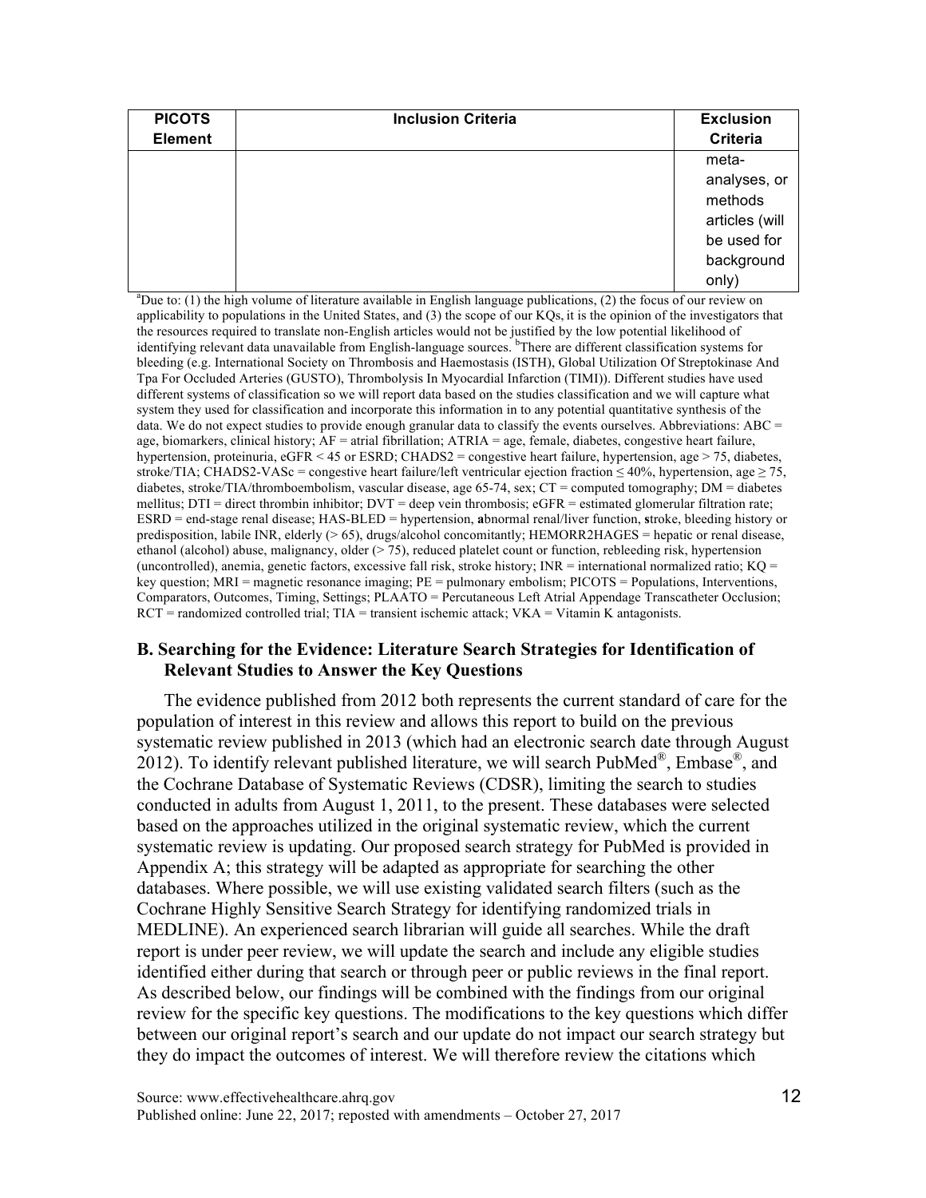| PICOTS Element | Inclusion Criteria | Exclusion Criteria |
|---|---|---|
| | | meta-analyses, or methods articles (will be used for background only) |

[a]Due to: (1) the high volume of literature available in English language publications, (2) the focus of our review on applicability to populations in the United States, and (3) the scope of our KQs, it is the opinion of the investigators that the resources required to translate non-English articles would not be justified by the low potential likelihood of identifying relevant data unavailable from English-language sources. [b]There are different classification systems for bleeding (e.g. International Society on Thrombosis and Haemostasis (ISTH), Global Utilization Of Streptokinase And Tpa For Occluded Arteries (GUSTO), Thrombolysis In Myocardial Infarction (TIMI)). Different studies have used different systems of classification so we will report data based on the studies classification and we will capture what system they used for classification and incorporate this information in to any potential quantitative synthesis of the data. We do not expect studies to provide enough granular data to classify the events ourselves. Abbreviations: ABC = age, biomarkers, clinical history; AF = atrial fibrillation; ATRIA = age, female, diabetes, congestive heart failure, hypertension, proteinuria, eGFR < 45 or ESRD; CHADS2 = congestive heart failure, hypertension, age > 75, diabetes, stroke/TIA; CHADS2-VASc = congestive heart failure/left ventricular ejection fraction ≤ 40%, hypertension, age ≥ 75, diabetes, stroke/TIA/thromboembolism, vascular disease, age 65-74, sex; CT = computed tomography; DM = diabetes mellitus; DTI = direct thrombin inhibitor; DVT = deep vein thrombosis; eGFR = estimated glomerular filtration rate; ESRD = end-stage renal disease; HAS-BLED = hypertension, **a**bnormal renal/liver function, **s**troke, bleeding history or predisposition, labile INR, elderly (> 65), drugs/alcohol concomitantly; HEMORR2HAGES = hepatic or renal disease, ethanol (alcohol) abuse, malignancy, older (> 75), reduced platelet count or function, rebleeding risk, hypertension (uncontrolled), anemia, genetic factors, excessive fall risk, stroke history; INR = international normalized ratio; KQ = key question; MRI = magnetic resonance imaging; PE = pulmonary embolism; PICOTS = Populations, Interventions, Comparators, Outcomes, Timing, Settings; PLAATO = Percutaneous Left Atrial Appendage Transcatheter Occlusion; RCT = randomized controlled trial; TIA = transient ischemic attack; VKA = Vitamin K antagonists.

### B. Searching for the Evidence: Literature Search Strategies for Identification of Relevant Studies to Answer the Key Questions

The evidence published from 2012 both represents the current standard of care for the population of interest in this review and allows this report to build on the previous systematic review published in 2013 (which had an electronic search date through August 2012). To identify relevant published literature, we will search PubMed®, Embase®, and the Cochrane Database of Systematic Reviews (CDSR), limiting the search to studies conducted in adults from August 1, 2011, to the present. These databases were selected based on the approaches utilized in the original systematic review, which the current systematic review is updating. Our proposed search strategy for PubMed is provided in Appendix A; this strategy will be adapted as appropriate for searching the other databases. Where possible, we will use existing validated search filters (such as the Cochrane Highly Sensitive Search Strategy for identifying randomized trials in MEDLINE). An experienced search librarian will guide all searches. While the draft report is under peer review, we will update the search and include any eligible studies identified either during that search or through peer or public reviews in the final report. As described below, our findings will be combined with the findings from our original review for the specific key questions. The modifications to the key questions which differ between our original report's search and our update do not impact our search strategy but they do impact the outcomes of interest. We will therefore review the citations which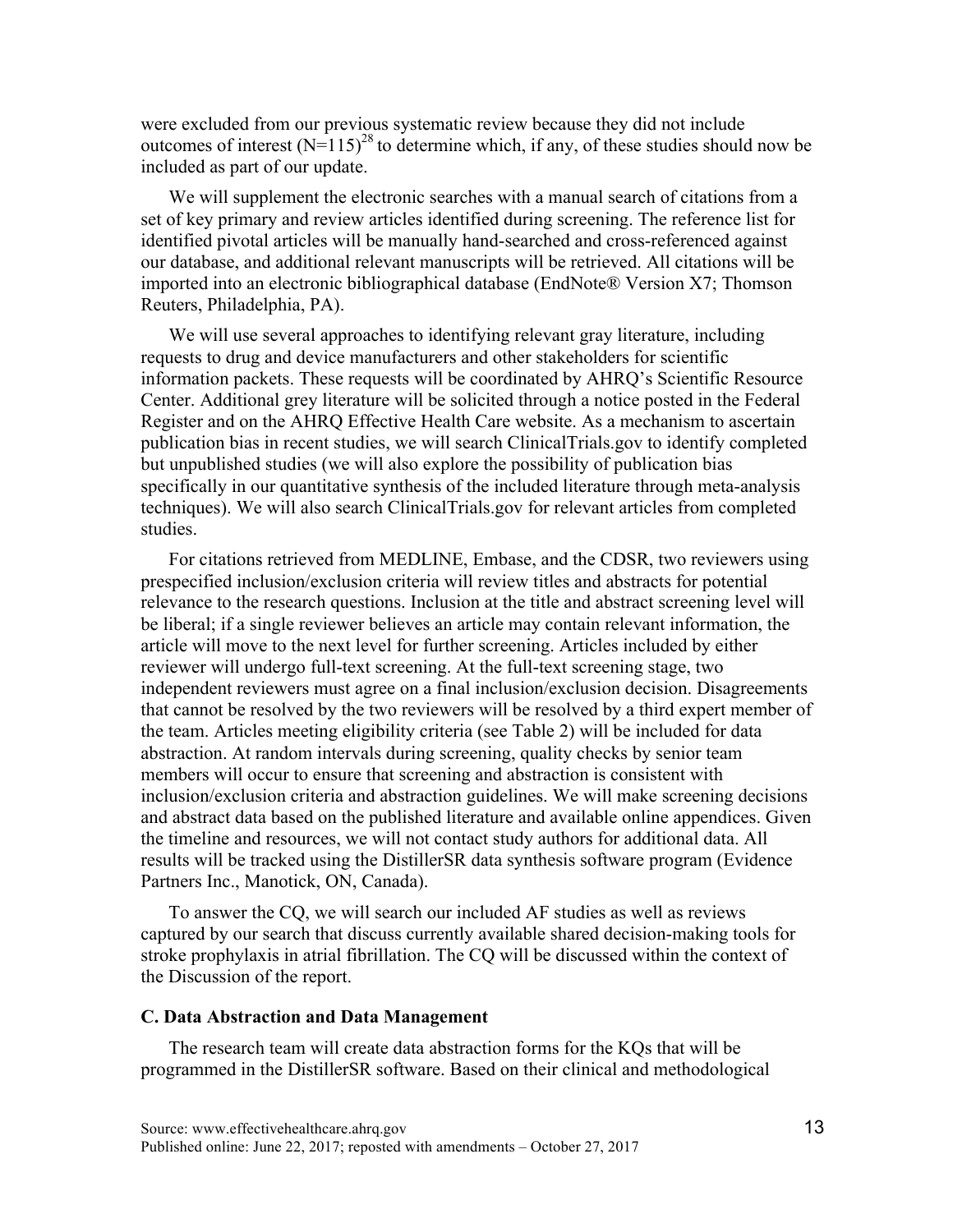were excluded from our previous systematic review because they did not include outcomes of interest (N=115)[28] to determine which, if any, of these studies should now be included as part of our update.

We will supplement the electronic searches with a manual search of citations from a set of key primary and review articles identified during screening. The reference list for identified pivotal articles will be manually hand-searched and cross-referenced against our database, and additional relevant manuscripts will be retrieved. All citations will be imported into an electronic bibliographical database (EndNote® Version X7; Thomson Reuters, Philadelphia, PA).

We will use several approaches to identifying relevant gray literature, including requests to drug and device manufacturers and other stakeholders for scientific information packets. These requests will be coordinated by AHRQ's Scientific Resource Center. Additional grey literature will be solicited through a notice posted in the Federal Register and on the AHRQ Effective Health Care website. As a mechanism to ascertain publication bias in recent studies, we will search ClinicalTrials.gov to identify completed but unpublished studies (we will also explore the possibility of publication bias specifically in our quantitative synthesis of the included literature through meta-analysis techniques). We will also search ClinicalTrials.gov for relevant articles from completed studies.

For citations retrieved from MEDLINE, Embase, and the CDSR, two reviewers using prespecified inclusion/exclusion criteria will review titles and abstracts for potential relevance to the research questions. Inclusion at the title and abstract screening level will be liberal; if a single reviewer believes an article may contain relevant information, the article will move to the next level for further screening. Articles included by either reviewer will undergo full-text screening. At the full-text screening stage, two independent reviewers must agree on a final inclusion/exclusion decision. Disagreements that cannot be resolved by the two reviewers will be resolved by a third expert member of the team. Articles meeting eligibility criteria (see Table 2) will be included for data abstraction. At random intervals during screening, quality checks by senior team members will occur to ensure that screening and abstraction is consistent with inclusion/exclusion criteria and abstraction guidelines. We will make screening decisions and abstract data based on the published literature and available online appendices. Given the timeline and resources, we will not contact study authors for additional data. All results will be tracked using the DistillerSR data synthesis software program (Evidence Partners Inc., Manotick, ON, Canada).

To answer the CQ, we will search our included AF studies as well as reviews captured by our search that discuss currently available shared decision-making tools for stroke prophylaxis in atrial fibrillation. The CQ will be discussed within the context of the Discussion of the report.

### C. Data Abstraction and Data Management

The research team will create data abstraction forms for the KQs that will be programmed in the DistillerSR software. Based on their clinical and methodological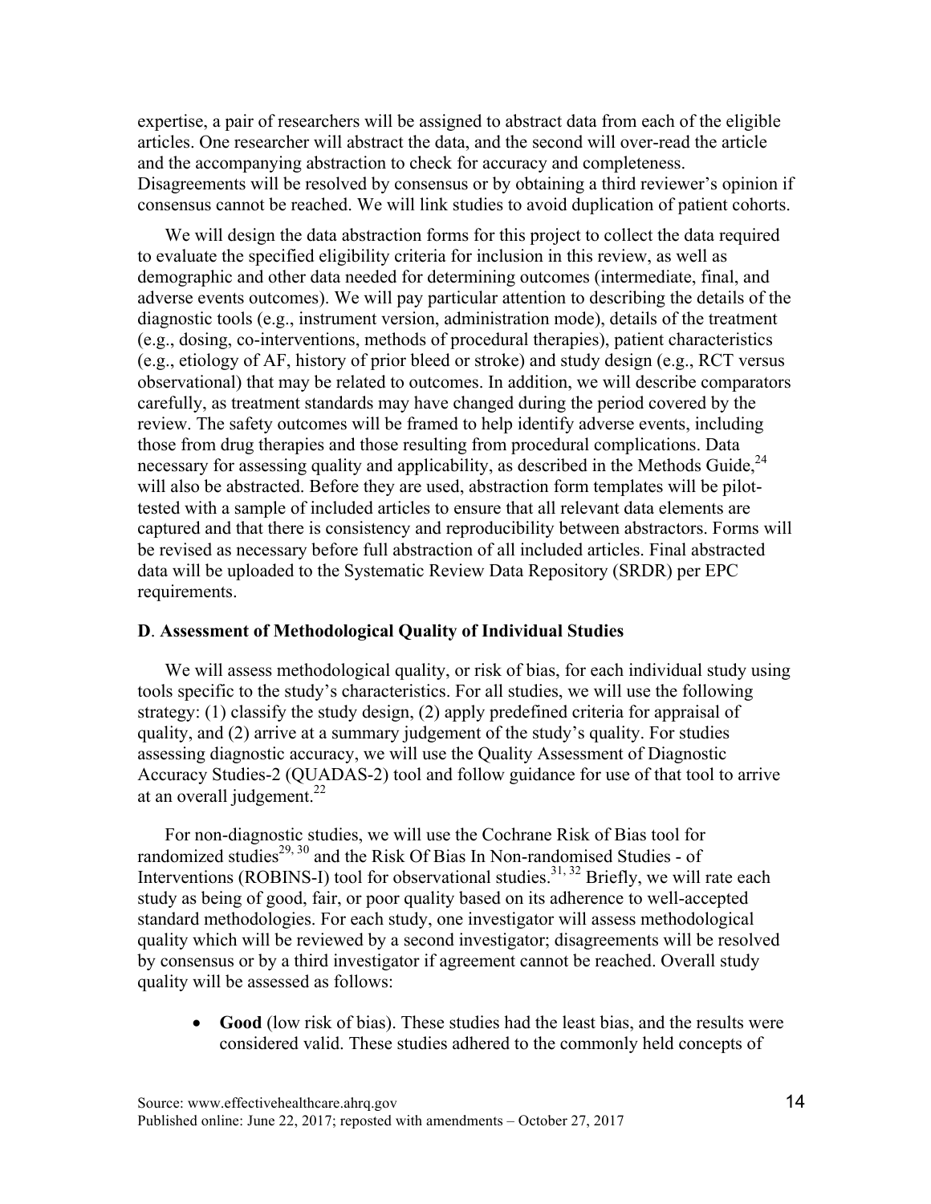expertise, a pair of researchers will be assigned to abstract data from each of the eligible articles. One researcher will abstract the data, and the second will over-read the article and the accompanying abstraction to check for accuracy and completeness. Disagreements will be resolved by consensus or by obtaining a third reviewer's opinion if consensus cannot be reached. We will link studies to avoid duplication of patient cohorts.

We will design the data abstraction forms for this project to collect the data required to evaluate the specified eligibility criteria for inclusion in this review, as well as demographic and other data needed for determining outcomes (intermediate, final, and adverse events outcomes). We will pay particular attention to describing the details of the diagnostic tools (e.g., instrument version, administration mode), details of the treatment (e.g., dosing, co-interventions, methods of procedural therapies), patient characteristics (e.g., etiology of AF, history of prior bleed or stroke) and study design (e.g., RCT versus observational) that may be related to outcomes. In addition, we will describe comparators carefully, as treatment standards may have changed during the period covered by the review. The safety outcomes will be framed to help identify adverse events, including those from drug therapies and those resulting from procedural complications. Data necessary for assessing quality and applicability, as described in the Methods Guide,[24] will also be abstracted. Before they are used, abstraction form templates will be pilot-tested with a sample of included articles to ensure that all relevant data elements are captured and that there is consistency and reproducibility between abstractors. Forms will be revised as necessary before full abstraction of all included articles. Final abstracted data will be uploaded to the Systematic Review Data Repository (SRDR) per EPC requirements.

### D. Assessment of Methodological Quality of Individual Studies

We will assess methodological quality, or risk of bias, for each individual study using tools specific to the study's characteristics. For all studies, we will use the following strategy: (1) classify the study design, (2) apply predefined criteria for appraisal of quality, and (2) arrive at a summary judgement of the study's quality. For studies assessing diagnostic accuracy, we will use the Quality Assessment of Diagnostic Accuracy Studies-2 (QUADAS-2) tool and follow guidance for use of that tool to arrive at an overall judgement.[22]

For non-diagnostic studies, we will use the Cochrane Risk of Bias tool for randomized studies[29, 30] and the Risk Of Bias In Non-randomised Studies - of Interventions (ROBINS-I) tool for observational studies.[31, 32] Briefly, we will rate each study as being of good, fair, or poor quality based on its adherence to well-accepted standard methodologies. For each study, one investigator will assess methodological quality which will be reviewed by a second investigator; disagreements will be resolved by consensus or by a third investigator if agreement cannot be reached. Overall study quality will be assessed as follows:

- **Good** (low risk of bias). These studies had the least bias, and the results were considered valid. These studies adhered to the commonly held concepts of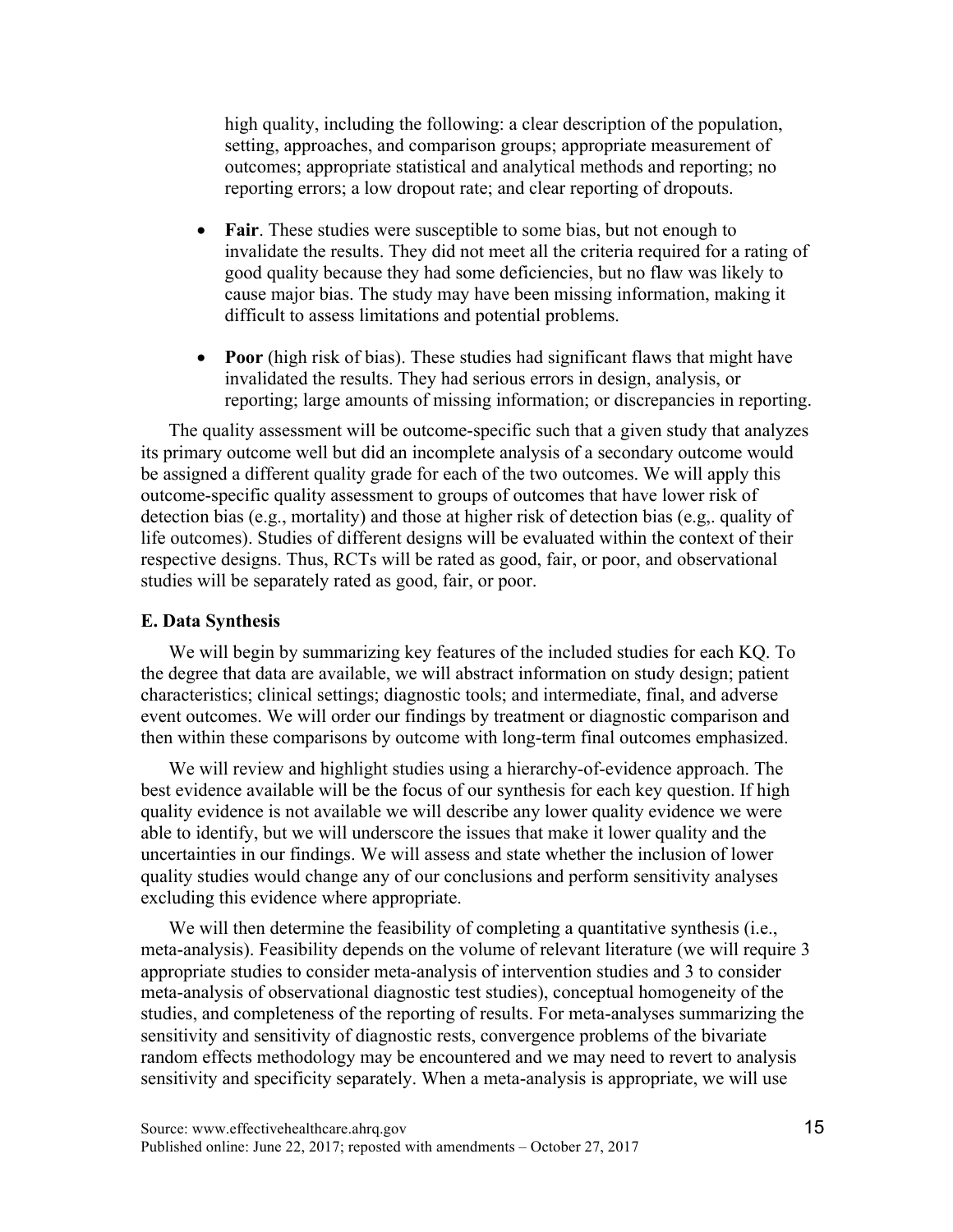high quality, including the following: a clear description of the population, setting, approaches, and comparison groups; appropriate measurement of outcomes; appropriate statistical and analytical methods and reporting; no reporting errors; a low dropout rate; and clear reporting of dropouts.

- **Fair**. These studies were susceptible to some bias, but not enough to invalidate the results. They did not meet all the criteria required for a rating of good quality because they had some deficiencies, but no flaw was likely to cause major bias. The study may have been missing information, making it difficult to assess limitations and potential problems.

- **Poor** (high risk of bias). These studies had significant flaws that might have invalidated the results. They had serious errors in design, analysis, or reporting; large amounts of missing information; or discrepancies in reporting.

The quality assessment will be outcome-specific such that a given study that analyzes its primary outcome well but did an incomplete analysis of a secondary outcome would be assigned a different quality grade for each of the two outcomes. We will apply this outcome-specific quality assessment to groups of outcomes that have lower risk of detection bias (e.g., mortality) and those at higher risk of detection bias (e.g,. quality of life outcomes). Studies of different designs will be evaluated within the context of their respective designs. Thus, RCTs will be rated as good, fair, or poor, and observational studies will be separately rated as good, fair, or poor.

### E. Data Synthesis

We will begin by summarizing key features of the included studies for each KQ. To the degree that data are available, we will abstract information on study design; patient characteristics; clinical settings; diagnostic tools; and intermediate, final, and adverse event outcomes. We will order our findings by treatment or diagnostic comparison and then within these comparisons by outcome with long-term final outcomes emphasized.

We will review and highlight studies using a hierarchy-of-evidence approach. The best evidence available will be the focus of our synthesis for each key question. If high quality evidence is not available we will describe any lower quality evidence we were able to identify, but we will underscore the issues that make it lower quality and the uncertainties in our findings. We will assess and state whether the inclusion of lower quality studies would change any of our conclusions and perform sensitivity analyses excluding this evidence where appropriate.

We will then determine the feasibility of completing a quantitative synthesis (i.e., meta-analysis). Feasibility depends on the volume of relevant literature (we will require 3 appropriate studies to consider meta-analysis of intervention studies and 3 to consider meta-analysis of observational diagnostic test studies), conceptual homogeneity of the studies, and completeness of the reporting of results. For meta-analyses summarizing the sensitivity and sensitivity of diagnostic rests, convergence problems of the bivariate random effects methodology may be encountered and we may need to revert to analysis sensitivity and specificity separately. When a meta-analysis is appropriate, we will use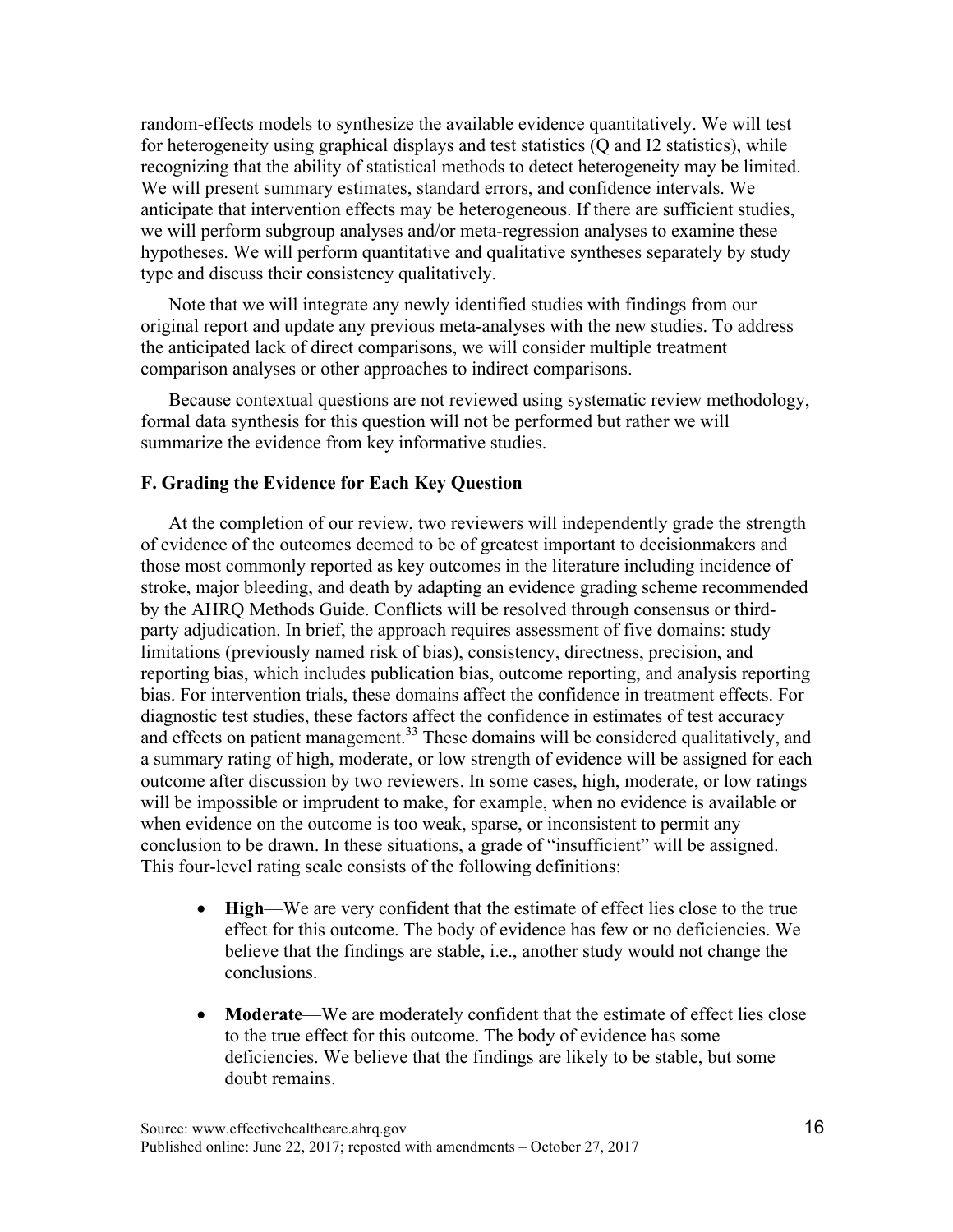random-effects models to synthesize the available evidence quantitatively. We will test for heterogeneity using graphical displays and test statistics (Q and I2 statistics), while recognizing that the ability of statistical methods to detect heterogeneity may be limited. We will present summary estimates, standard errors, and confidence intervals. We anticipate that intervention effects may be heterogeneous. If there are sufficient studies, we will perform subgroup analyses and/or meta-regression analyses to examine these hypotheses. We will perform quantitative and qualitative syntheses separately by study type and discuss their consistency qualitatively.

Note that we will integrate any newly identified studies with findings from our original report and update any previous meta-analyses with the new studies. To address the anticipated lack of direct comparisons, we will consider multiple treatment comparison analyses or other approaches to indirect comparisons.

Because contextual questions are not reviewed using systematic review methodology, formal data synthesis for this question will not be performed but rather we will summarize the evidence from key informative studies.

### F. Grading the Evidence for Each Key Question

At the completion of our review, two reviewers will independently grade the strength of evidence of the outcomes deemed to be of greatest important to decisionmakers and those most commonly reported as key outcomes in the literature including incidence of stroke, major bleeding, and death by adapting an evidence grading scheme recommended by the AHRQ Methods Guide. Conflicts will be resolved through consensus or third-party adjudication. In brief, the approach requires assessment of five domains: study limitations (previously named risk of bias), consistency, directness, precision, and reporting bias, which includes publication bias, outcome reporting, and analysis reporting bias. For intervention trials, these domains affect the confidence in treatment effects. For diagnostic test studies, these factors affect the confidence in estimates of test accuracy and effects on patient management.[33] These domains will be considered qualitatively, and a summary rating of high, moderate, or low strength of evidence will be assigned for each outcome after discussion by two reviewers. In some cases, high, moderate, or low ratings will be impossible or imprudent to make, for example, when no evidence is available or when evidence on the outcome is too weak, sparse, or inconsistent to permit any conclusion to be drawn. In these situations, a grade of "insufficient" will be assigned. This four-level rating scale consists of the following definitions:

- **High**—We are very confident that the estimate of effect lies close to the true effect for this outcome. The body of evidence has few or no deficiencies. We believe that the findings are stable, i.e., another study would not change the conclusions.
- **Moderate**—We are moderately confident that the estimate of effect lies close to the true effect for this outcome. The body of evidence has some deficiencies. We believe that the findings are likely to be stable, but some doubt remains.

Source: www.effectivehealthcare.ahrq.gov
Published online: June 22, 2017; reposted with amendments – October 27, 2017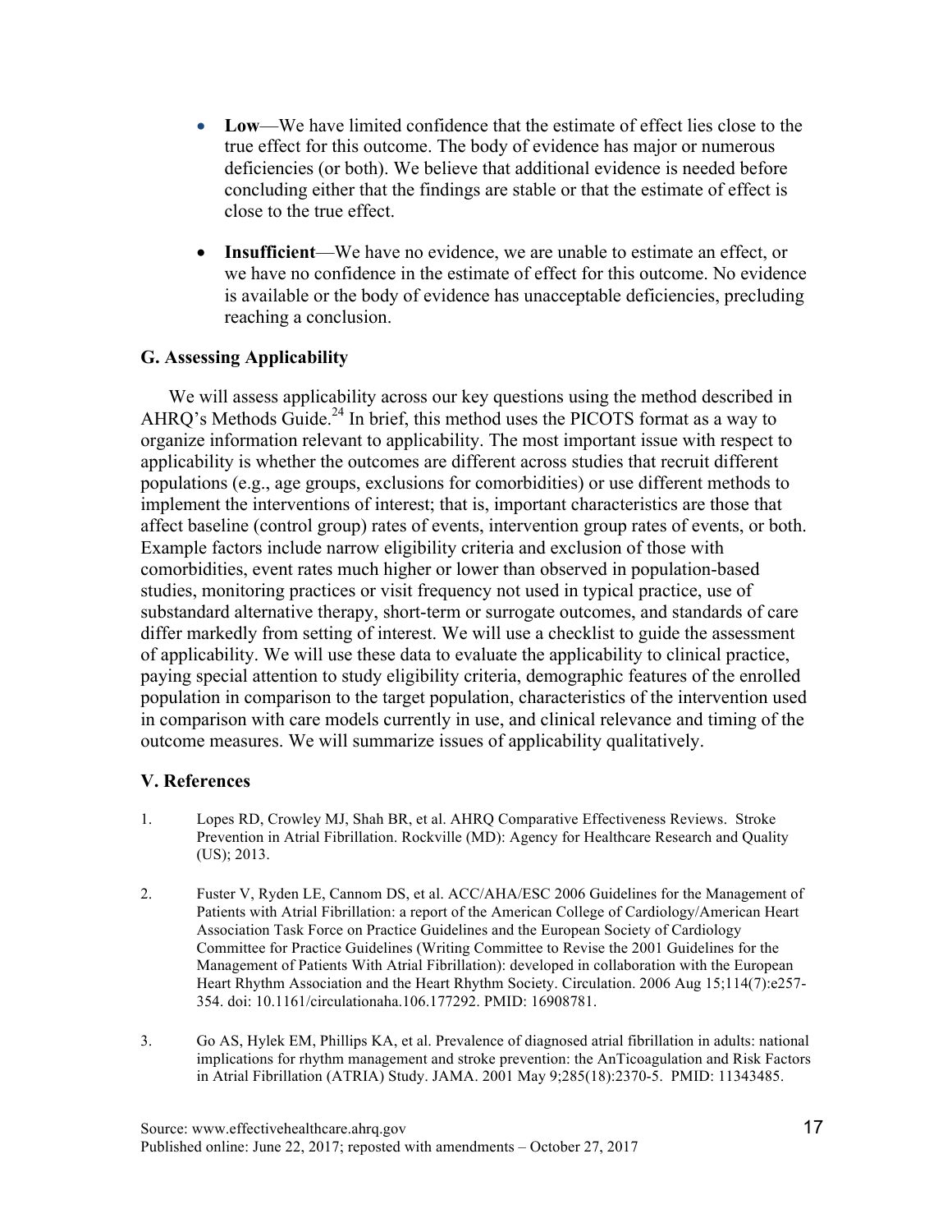- **Low**—We have limited confidence that the estimate of effect lies close to the true effect for this outcome. The body of evidence has major or numerous deficiencies (or both). We believe that additional evidence is needed before concluding either that the findings are stable or that the estimate of effect is close to the true effect.
- **Insufficient**—We have no evidence, we are unable to estimate an effect, or we have no confidence in the estimate of effect for this outcome. No evidence is available or the body of evidence has unacceptable deficiencies, precluding reaching a conclusion.

### G. Assessing Applicability

We will assess applicability across our key questions using the method described in AHRQ's Methods Guide.[24] In brief, this method uses the PICOTS format as a way to organize information relevant to applicability. The most important issue with respect to applicability is whether the outcomes are different across studies that recruit different populations (e.g., age groups, exclusions for comorbidities) or use different methods to implement the interventions of interest; that is, important characteristics are those that affect baseline (control group) rates of events, intervention group rates of events, or both. Example factors include narrow eligibility criteria and exclusion of those with comorbidities, event rates much higher or lower than observed in population-based studies, monitoring practices or visit frequency not used in typical practice, use of substandard alternative therapy, short-term or surrogate outcomes, and standards of care differ markedly from setting of interest. We will use a checklist to guide the assessment of applicability. We will use these data to evaluate the applicability to clinical practice, paying special attention to study eligibility criteria, demographic features of the enrolled population in comparison to the target population, characteristics of the intervention used in comparison with care models currently in use, and clinical relevance and timing of the outcome measures. We will summarize issues of applicability qualitatively.

## V. References

1. Lopes RD, Crowley MJ, Shah BR, et al. AHRQ Comparative Effectiveness Reviews. Stroke Prevention in Atrial Fibrillation. Rockville (MD): Agency for Healthcare Research and Quality (US); 2013.

2. Fuster V, Ryden LE, Cannom DS, et al. ACC/AHA/ESC 2006 Guidelines for the Management of Patients with Atrial Fibrillation: a report of the American College of Cardiology/American Heart Association Task Force on Practice Guidelines and the European Society of Cardiology Committee for Practice Guidelines (Writing Committee to Revise the 2001 Guidelines for the Management of Patients With Atrial Fibrillation): developed in collaboration with the European Heart Rhythm Association and the Heart Rhythm Society. Circulation. 2006 Aug 15;114(7):e257-354. doi: 10.1161/circulationaha.106.177292. PMID: 16908781.

3. Go AS, Hylek EM, Phillips KA, et al. Prevalence of diagnosed atrial fibrillation in adults: national implications for rhythm management and stroke prevention: the AnTicoagulation and Risk Factors in Atrial Fibrillation (ATRIA) Study. JAMA. 2001 May 9;285(18):2370-5. PMID: 11343485.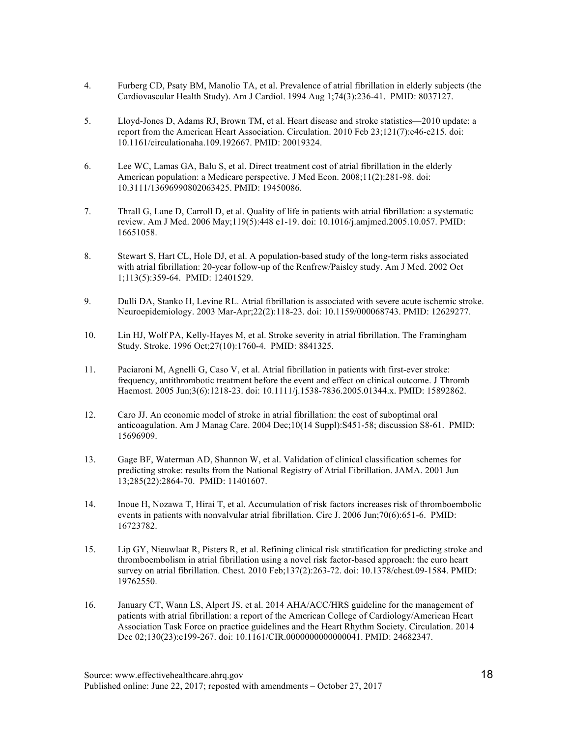4. Furberg CD, Psaty BM, Manolio TA, et al. Prevalence of atrial fibrillation in elderly subjects (the Cardiovascular Health Study). Am J Cardiol. 1994 Aug 1;74(3):236-41. PMID: 8037127.

5. Lloyd-Jones D, Adams RJ, Brown TM, et al. Heart disease and stroke statistics―2010 update: a report from the American Heart Association. Circulation. 2010 Feb 23;121(7):e46-e215. doi: 10.1161/circulationaha.109.192667. PMID: 20019324.

6. Lee WC, Lamas GA, Balu S, et al. Direct treatment cost of atrial fibrillation in the elderly American population: a Medicare perspective. J Med Econ. 2008;11(2):281-98. doi: 10.3111/13696990802063425. PMID: 19450086.

7. Thrall G, Lane D, Carroll D, et al. Quality of life in patients with atrial fibrillation: a systematic review. Am J Med. 2006 May;119(5):448 e1-19. doi: 10.1016/j.amjmed.2005.10.057. PMID: 16651058.

8. Stewart S, Hart CL, Hole DJ, et al. A population-based study of the long-term risks associated with atrial fibrillation: 20-year follow-up of the Renfrew/Paisley study. Am J Med. 2002 Oct 1;113(5):359-64. PMID: 12401529.

9. Dulli DA, Stanko H, Levine RL. Atrial fibrillation is associated with severe acute ischemic stroke. Neuroepidemiology. 2003 Mar-Apr;22(2):118-23. doi: 10.1159/000068743. PMID: 12629277.

10. Lin HJ, Wolf PA, Kelly-Hayes M, et al. Stroke severity in atrial fibrillation. The Framingham Study. Stroke. 1996 Oct;27(10):1760-4. PMID: 8841325.

11. Paciaroni M, Agnelli G, Caso V, et al. Atrial fibrillation in patients with first-ever stroke: frequency, antithrombotic treatment before the event and effect on clinical outcome. J Thromb Haemost. 2005 Jun;3(6):1218-23. doi: 10.1111/j.1538-7836.2005.01344.x. PMID: 15892862.

12. Caro JJ. An economic model of stroke in atrial fibrillation: the cost of suboptimal oral anticoagulation. Am J Manag Care. 2004 Dec;10(14 Suppl):S451-58; discussion S8-61. PMID: 15696909.

13. Gage BF, Waterman AD, Shannon W, et al. Validation of clinical classification schemes for predicting stroke: results from the National Registry of Atrial Fibrillation. JAMA. 2001 Jun 13;285(22):2864-70. PMID: 11401607.

14. Inoue H, Nozawa T, Hirai T, et al. Accumulation of risk factors increases risk of thromboembolic events in patients with nonvalvular atrial fibrillation. Circ J. 2006 Jun;70(6):651-6. PMID: 16723782.

15. Lip GY, Nieuwlaat R, Pisters R, et al. Refining clinical risk stratification for predicting stroke and thromboembolism in atrial fibrillation using a novel risk factor-based approach: the euro heart survey on atrial fibrillation. Chest. 2010 Feb;137(2):263-72. doi: 10.1378/chest.09-1584. PMID: 19762550.

16. January CT, Wann LS, Alpert JS, et al. 2014 AHA/ACC/HRS guideline for the management of patients with atrial fibrillation: a report of the American College of Cardiology/American Heart Association Task Force on practice guidelines and the Heart Rhythm Society. Circulation. 2014 Dec 02;130(23):e199-267. doi: 10.1161/CIR.0000000000000041. PMID: 24682347.

Source: www.effectivehealthcare.ahrq.gov
Published online: June 22, 2017; reposted with amendments – October 27, 2017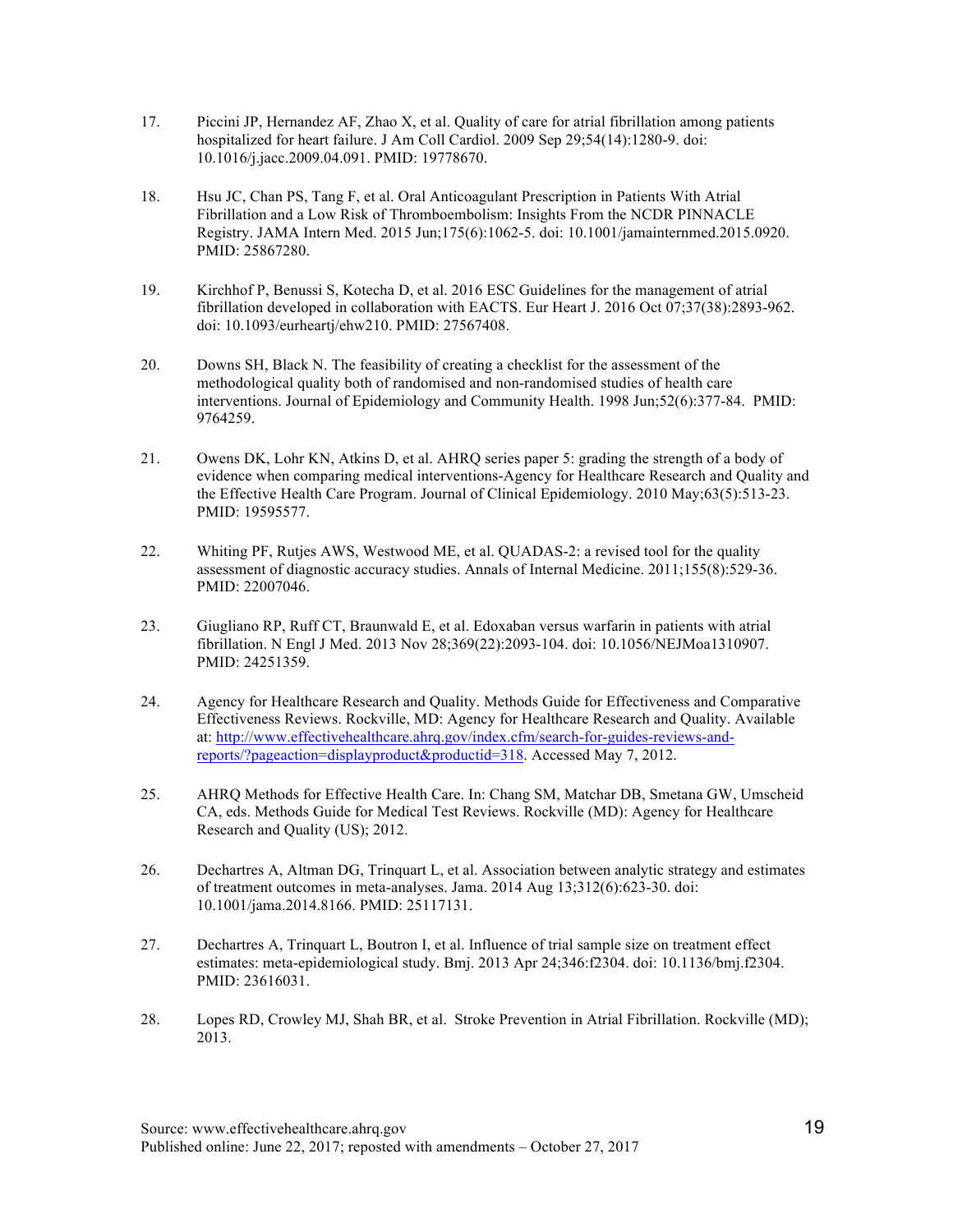17. Piccini JP, Hernandez AF, Zhao X, et al. Quality of care for atrial fibrillation among patients hospitalized for heart failure. J Am Coll Cardiol. 2009 Sep 29;54(14):1280-9. doi: 10.1016/j.jacc.2009.04.091. PMID: 19778670.

18. Hsu JC, Chan PS, Tang F, et al. Oral Anticoagulant Prescription in Patients With Atrial Fibrillation and a Low Risk of Thromboembolism: Insights From the NCDR PINNACLE Registry. JAMA Intern Med. 2015 Jun;175(6):1062-5. doi: 10.1001/jamainternmed.2015.0920. PMID: 25867280.

19. Kirchhof P, Benussi S, Kotecha D, et al. 2016 ESC Guidelines for the management of atrial fibrillation developed in collaboration with EACTS. Eur Heart J. 2016 Oct 07;37(38):2893-962. doi: 10.1093/eurheartj/ehw210. PMID: 27567408.

20. Downs SH, Black N. The feasibility of creating a checklist for the assessment of the methodological quality both of randomised and non-randomised studies of health care interventions. Journal of Epidemiology and Community Health. 1998 Jun;52(6):377-84. PMID: 9764259.

21. Owens DK, Lohr KN, Atkins D, et al. AHRQ series paper 5: grading the strength of a body of evidence when comparing medical interventions-Agency for Healthcare Research and Quality and the Effective Health Care Program. Journal of Clinical Epidemiology. 2010 May;63(5):513-23. PMID: 19595577.

22. Whiting PF, Rutjes AWS, Westwood ME, et al. QUADAS-2: a revised tool for the quality assessment of diagnostic accuracy studies. Annals of Internal Medicine. 2011;155(8):529-36. PMID: 22007046.

23. Giugliano RP, Ruff CT, Braunwald E, et al. Edoxaban versus warfarin in patients with atrial fibrillation. N Engl J Med. 2013 Nov 28;369(22):2093-104. doi: 10.1056/NEJMoa1310907. PMID: 24251359.

24. Agency for Healthcare Research and Quality. Methods Guide for Effectiveness and Comparative Effectiveness Reviews. Rockville, MD: Agency for Healthcare Research and Quality. Available at: [http://www.effectivehealthcare.ahrq.gov/index.cfm/search-for-guides-reviews-and-reports/?pageaction=displayproduct&productid=318](http://www.effectivehealthcare.ahrq.gov/index.cfm/search-for-guides-reviews-and-reports/?pageaction=displayproduct&productid=318). Accessed May 7, 2012.

25. AHRQ Methods for Effective Health Care. In: Chang SM, Matchar DB, Smetana GW, Umscheid CA, eds. Methods Guide for Medical Test Reviews. Rockville (MD): Agency for Healthcare Research and Quality (US); 2012.

26. Dechartres A, Altman DG, Trinquart L, et al. Association between analytic strategy and estimates of treatment outcomes in meta-analyses. Jama. 2014 Aug 13;312(6):623-30. doi: 10.1001/jama.2014.8166. PMID: 25117131.

27. Dechartres A, Trinquart L, Boutron I, et al. Influence of trial sample size on treatment effect estimates: meta-epidemiological study. Bmj. 2013 Apr 24;346:f2304. doi: 10.1136/bmj.f2304. PMID: 23616031.

28. Lopes RD, Crowley MJ, Shah BR, et al. Stroke Prevention in Atrial Fibrillation. Rockville (MD); 2013.

Source: www.effectivehealthcare.ahrq.gov
Published online: June 22, 2017; reposted with amendments – October 27, 2017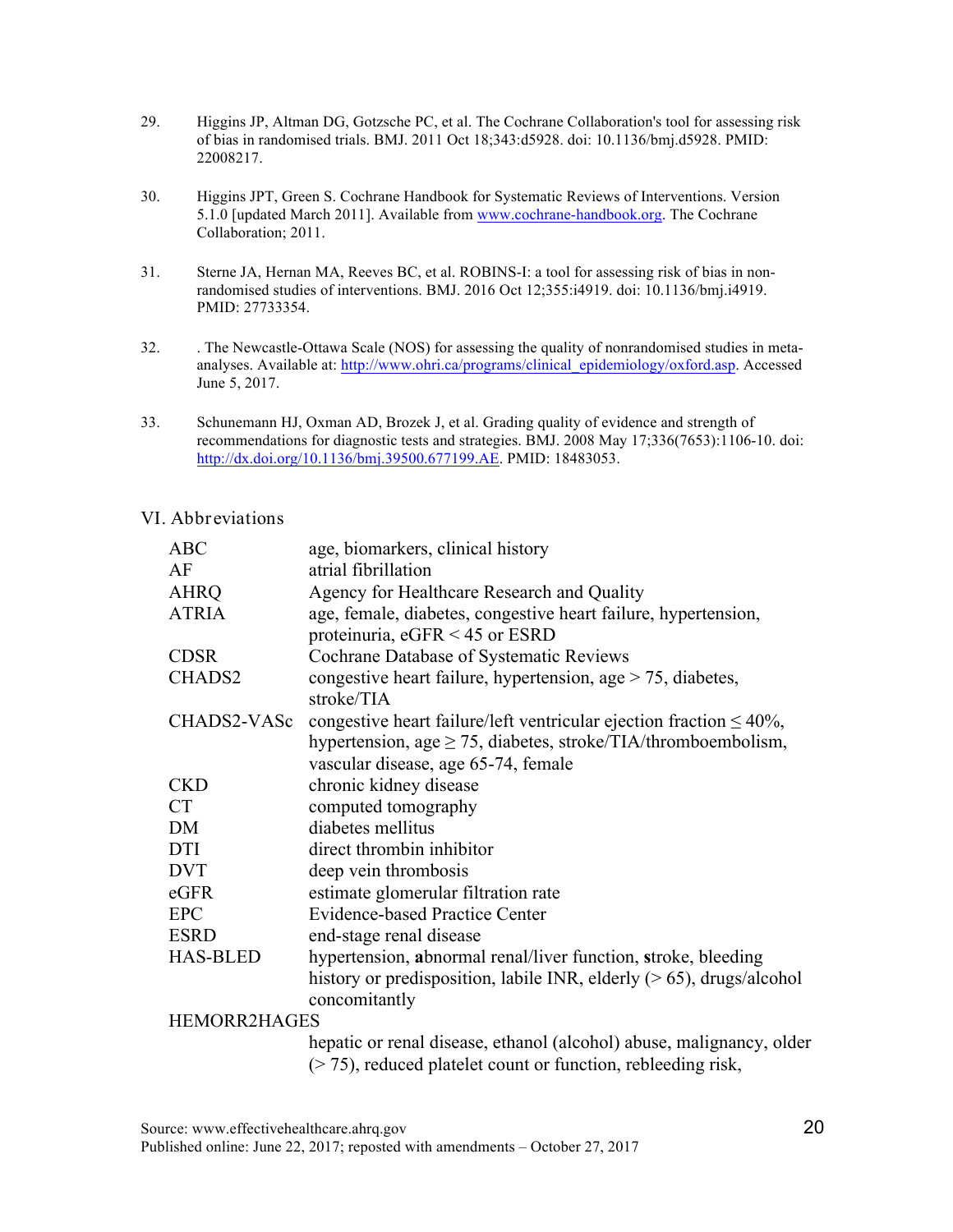29. Higgins JP, Altman DG, Gotzsche PC, et al. The Cochrane Collaboration's tool for assessing risk of bias in randomised trials. BMJ. 2011 Oct 18;343:d5928. doi: 10.1136/bmj.d5928. PMID: 22008217.

30. Higgins JPT, Green S. Cochrane Handbook for Systematic Reviews of Interventions. Version 5.1.0 [updated March 2011]. Available from www.cochrane-handbook.org. The Cochrane Collaboration; 2011.

31. Sterne JA, Hernan MA, Reeves BC, et al. ROBINS-I: a tool for assessing risk of bias in non-randomised studies of interventions. BMJ. 2016 Oct 12;355:i4919. doi: 10.1136/bmj.i4919. PMID: 27733354.

32. . The Newcastle-Ottawa Scale (NOS) for assessing the quality of nonrandomised studies in meta-analyses. Available at: http://www.ohri.ca/programs/clinical_epidemiology/oxford.asp. Accessed June 5, 2017.

33. Schunemann HJ, Oxman AD, Brozek J, et al. Grading quality of evidence and strength of recommendations for diagnostic tests and strategies. BMJ. 2008 May 17;336(7653):1106-10. doi: http://dx.doi.org/10.1136/bmj.39500.677199.AE. PMID: 18483053.

## VI. Abbreviations

| | |
|---|---|
| ABC | age, biomarkers, clinical history |
| AF | atrial fibrillation |
| AHRQ | Agency for Healthcare Research and Quality |
| ATRIA | age, female, diabetes, congestive heart failure, hypertension, proteinuria, eGFR < 45 or ESRD |
| CDSR | Cochrane Database of Systematic Reviews |
| CHADS2 | congestive heart failure, hypertension, age > 75, diabetes, stroke/TIA |
| CHADS2-VASc | congestive heart failure/left ventricular ejection fraction ≤ 40%, hypertension, age ≥ 75, diabetes, stroke/TIA/thromboembolism, vascular disease, age 65-74, female |
| CKD | chronic kidney disease |
| CT | computed tomography |
| DM | diabetes mellitus |
| DTI | direct thrombin inhibitor |
| DVT | deep vein thrombosis |
| eGFR | estimate glomerular filtration rate |
| EPC | Evidence-based Practice Center |
| ESRD | end-stage renal disease |
| HAS-BLED | hypertension, **a**bnormal renal/liver function, **s**troke, bleeding history or predisposition, labile INR, elderly (> 65), drugs/alcohol concomitantly |
| HEMORR2HAGES | hepatic or renal disease, ethanol (alcohol) abuse, malignancy, older (> 75), reduced platelet count or function, rebleeding risk, |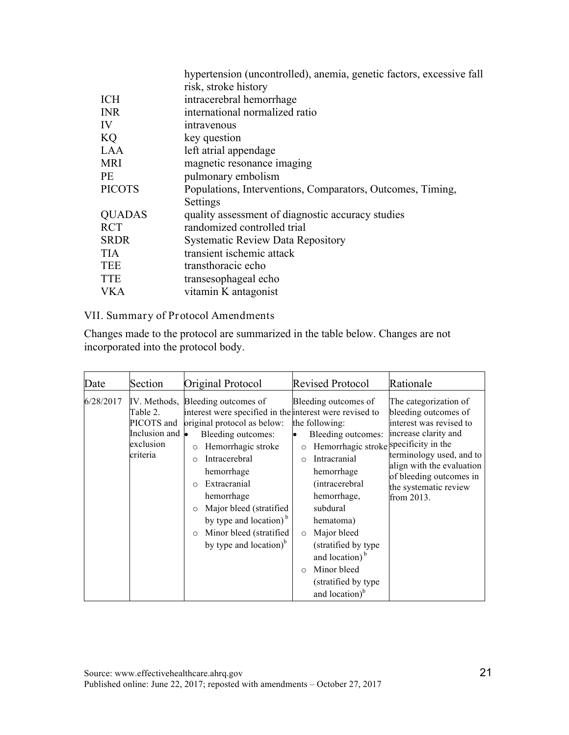| | |
|---|---|
| | hypertension (uncontrolled), anemia, genetic factors, excessive fall risk, stroke history |
| ICH | intracerebral hemorrhage |
| INR | international normalized ratio |
| IV | intravenous |
| KQ | key question |
| LAA | left atrial appendage |
| MRI | magnetic resonance imaging |
| PE | pulmonary embolism |
| PICOTS | Populations, Interventions, Comparators, Outcomes, Timing, Settings |
| QUADAS | quality assessment of diagnostic accuracy studies |
| RCT | randomized controlled trial |
| SRDR | Systematic Review Data Repository |
| TIA | transient ischemic attack |
| TEE | transthoracic echo |
| TTE | transesophageal echo |
| VKA | vitamin K antagonist |

## VII. Summary of Protocol Amendments

Changes made to the protocol are summarized in the table below. Changes are not incorporated into the protocol body.

| Date | Section | Original Protocol | Revised Protocol | Rationale |
|---|---|---|---|---|
| 6/28/2017 | IV. Methods, Table 2. PICOTS and Inclusion and exclusion criteria | Bleeding outcomes of interest were specified in the original protocol as below:<br>• Bleeding outcomes:<br>○ Hemorrhagic stroke<br>○ Intracerebral hemorrhage<br>○ Extracranial hemorrhage<br>○ Major bleed (stratified by type and location) [b]<br>○ Minor bleed (stratified by type and location)[b] | Bleeding outcomes of interest were revised to the following:<br>• Bleeding outcomes:<br>○ Hemorrhagic stroke<br>○ Intracranial hemorrhage (intracerebral hemorrhage, subdural hematoma)<br>○ Major bleed (stratified by type and location) [b]<br>○ Minor bleed (stratified by type and location)[b] | The categorization of bleeding outcomes of interest was revised to increase clarity and specificity in the terminology used, and to align with the evaluation of bleeding outcomes in the systematic review from 2013. |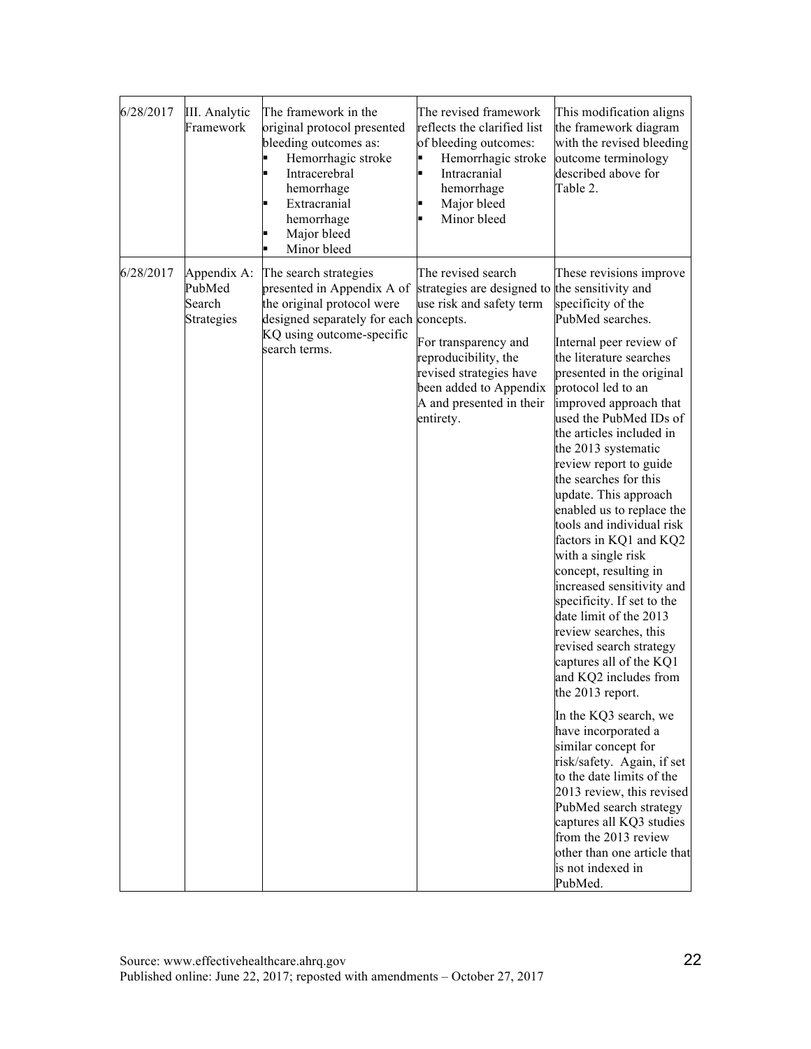| 6/28/2017 | III. Analytic Framework | The framework in the original protocol presented bleeding outcomes as:<br>▪ Hemorrhagic stroke<br>▪ Intracerebral hemorrhage<br>▪ Extracranial hemorrhage<br>▪ Major bleed<br>▪ Minor bleed | The revised framework reflects the clarified list of bleeding outcomes:<br>▪ Hemorrhagic stroke<br>▪ Intracranial hemorrhage<br>▪ Major bleed<br>▪ Minor bleed | This modification aligns the framework diagram with the revised bleeding outcome terminology described above for Table 2. |
|---|---|---|---|---|
| 6/28/2017 | Appendix A: PubMed Search Strategies | The search strategies presented in Appendix A of the original protocol were designed separately for each KQ using outcome-specific search terms. | The revised search strategies are designed to use risk and safety term concepts.<br><br>For transparency and reproducibility, the revised strategies have been added to Appendix A and presented in their entirety. | These revisions improve the sensitivity and specificity of the PubMed searches.<br><br>Internal peer review of the literature searches presented in the original protocol led to an improved approach that used the PubMed IDs of the articles included in the 2013 systematic review report to guide the searches for this update. This approach enabled us to replace the tools and individual risk factors in KQ1 and KQ2 with a single risk concept, resulting in increased sensitivity and specificity. If set to the date limit of the 2013 review searches, this revised search strategy captures all of the KQ1 and KQ2 includes from the 2013 report.<br><br>In the KQ3 search, we have incorporated a similar concept for risk/safety. Again, if set to the date limits of the 2013 review, this revised PubMed search strategy captures all KQ3 studies from the 2013 review other than one article that is not indexed in PubMed. |

Source: www.effectivehealthcare.ahrq.gov
Published online: June 22, 2017; reposted with amendments – October 27, 2017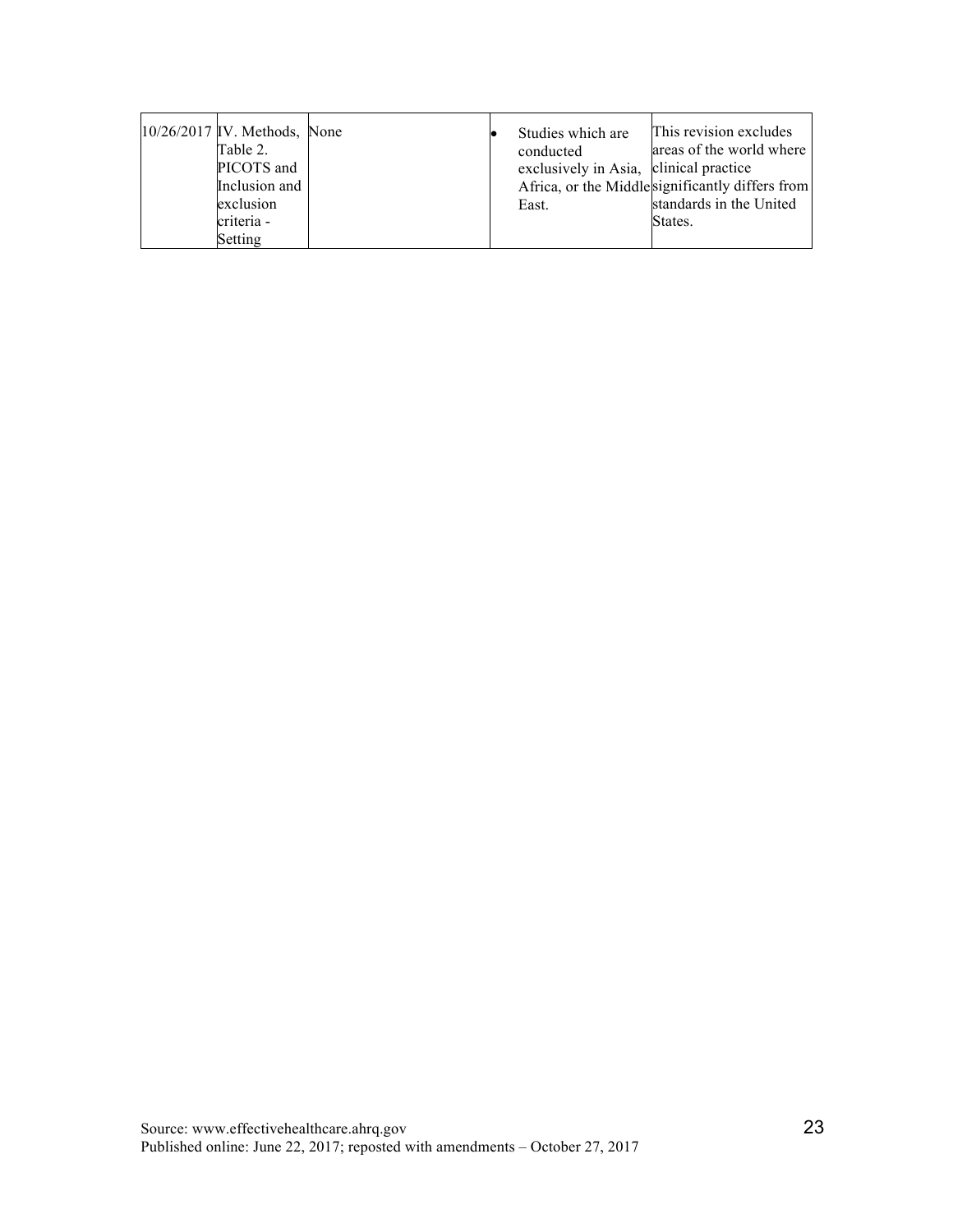| | | | | |
|---|---|---|---|---|
| 10/26/2017 | IV. Methods, Table 2. PICOTS and Inclusion and exclusion criteria - Setting | None | • Studies which are conducted exclusively in Asia, Africa, or the Middle East. | This revision excludes areas of the world where clinical practice significantly differs from standards in the United States. |

Source: www.effectivehealthcare.ahrq.gov
Published online: June 22, 2017; reposted with amendments – October 27, 2017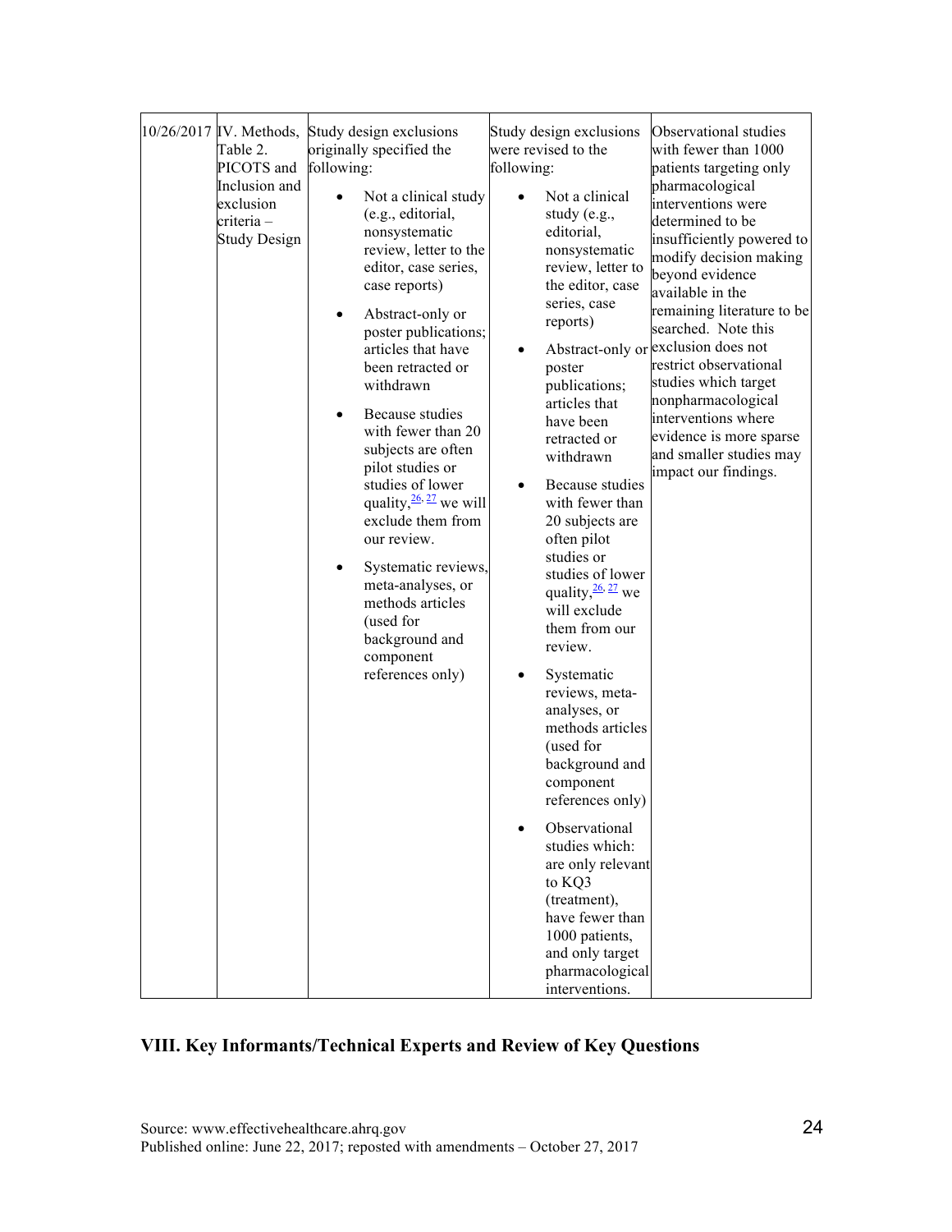| 10/26/2017 | IV. Methods, Table 2. PICOTS and Inclusion and exclusion criteria – Study Design | Study design exclusions originally specified the following:<br>• Not a clinical study (e.g., editorial, nonsystematic review, letter to the editor, case series, case reports)<br>• Abstract-only or poster publications; articles that have been retracted or withdrawn<br>• Because studies with fewer than 20 subjects are often pilot studies or studies of lower quality,[26, 27] we will exclude them from our review.<br>• Systematic reviews, meta-analyses, or methods articles (used for background and component references only) | Study design exclusions were revised to the following:<br>• Not a clinical study (e.g., editorial, nonsystematic review, letter to the editor, case series, case reports)<br>• Abstract-only or poster publications; articles that have been retracted or withdrawn<br>• Because studies with fewer than 20 subjects are often pilot studies or studies of lower quality,[26, 27] we will exclude them from our review.<br>• Systematic reviews, meta-analyses, or methods articles (used for background and component references only)<br>• Observational studies which: are only relevant to KQ3 (treatment), have fewer than 1000 patients, and only target pharmacological interventions. | Observational studies with fewer than 1000 patients targeting only pharmacological interventions were determined to be insufficiently powered to modify decision making beyond evidence available in the remaining literature to be searched. Note this exclusion does not restrict observational studies which target nonpharmacological interventions where evidence is more sparse and smaller studies may impact our findings. |
|---|---|---|---|---|

## VIII. Key Informants/Technical Experts and Review of Key Questions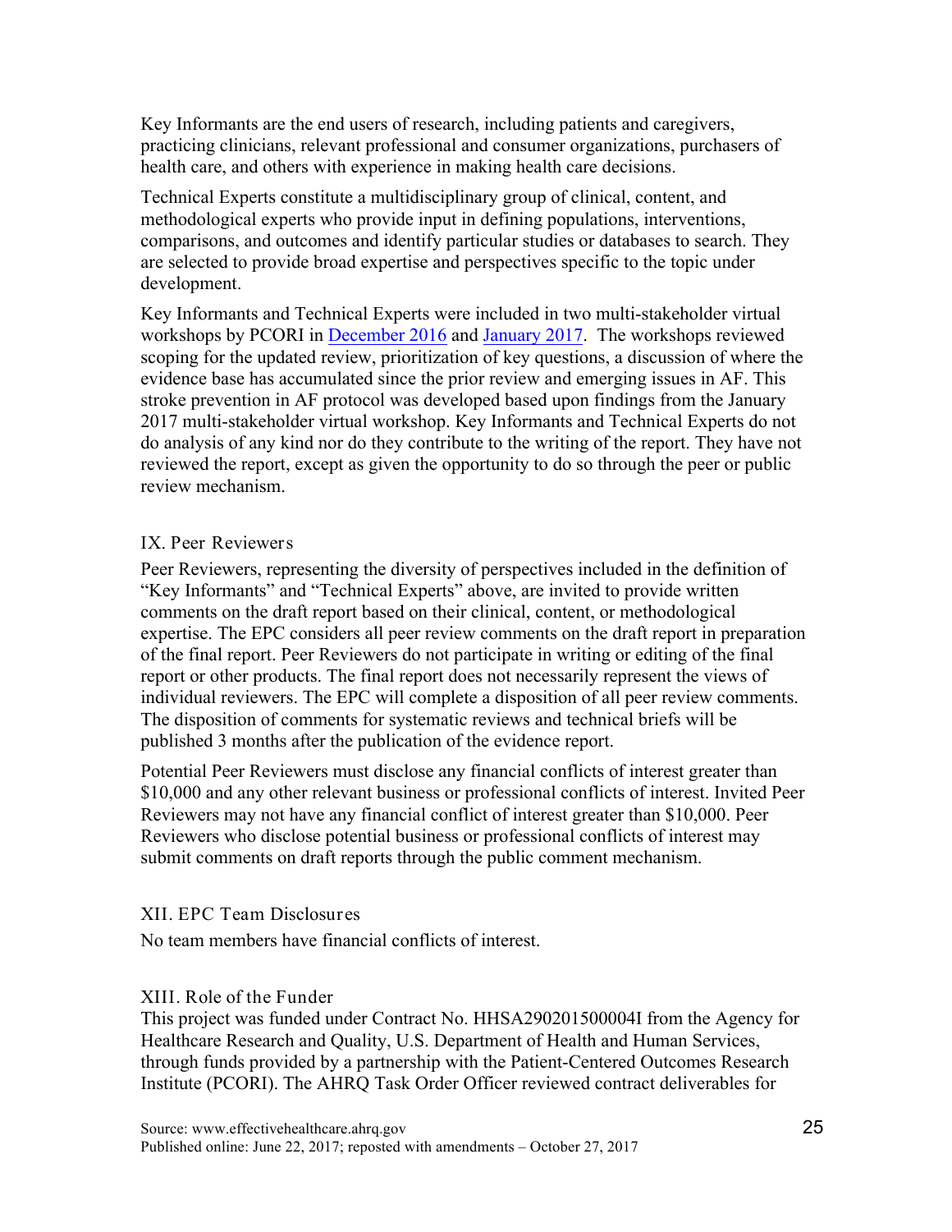Key Informants are the end users of research, including patients and caregivers, practicing clinicians, relevant professional and consumer organizations, purchasers of health care, and others with experience in making health care decisions.

Technical Experts constitute a multidisciplinary group of clinical, content, and methodological experts who provide input in defining populations, interventions, comparisons, and outcomes and identify particular studies or databases to search. They are selected to provide broad expertise and perspectives specific to the topic under development.

Key Informants and Technical Experts were included in two multi-stakeholder virtual workshops by PCORI in December 2016 and January 2017. The workshops reviewed scoping for the updated review, prioritization of key questions, a discussion of where the evidence base has accumulated since the prior review and emerging issues in AF. This stroke prevention in AF protocol was developed based upon findings from the January 2017 multi-stakeholder virtual workshop. Key Informants and Technical Experts do not do analysis of any kind nor do they contribute to the writing of the report. They have not reviewed the report, except as given the opportunity to do so through the peer or public review mechanism.

## IX. Peer Reviewers

Peer Reviewers, representing the diversity of perspectives included in the definition of "Key Informants" and "Technical Experts" above, are invited to provide written comments on the draft report based on their clinical, content, or methodological expertise. The EPC considers all peer review comments on the draft report in preparation of the final report. Peer Reviewers do not participate in writing or editing of the final report or other products. The final report does not necessarily represent the views of individual reviewers. The EPC will complete a disposition of all peer review comments. The disposition of comments for systematic reviews and technical briefs will be published 3 months after the publication of the evidence report.

Potential Peer Reviewers must disclose any financial conflicts of interest greater than $10,000 and any other relevant business or professional conflicts of interest. Invited Peer Reviewers may not have any financial conflict of interest greater than $10,000. Peer Reviewers who disclose potential business or professional conflicts of interest may submit comments on draft reports through the public comment mechanism.

## XII. EPC Team Disclosures

No team members have financial conflicts of interest.

## XIII. Role of the Funder

This project was funded under Contract No. HHSA290201500004I from the Agency for Healthcare Research and Quality, U.S. Department of Health and Human Services, through funds provided by a partnership with the Patient-Centered Outcomes Research Institute (PCORI). The AHRQ Task Order Officer reviewed contract deliverables for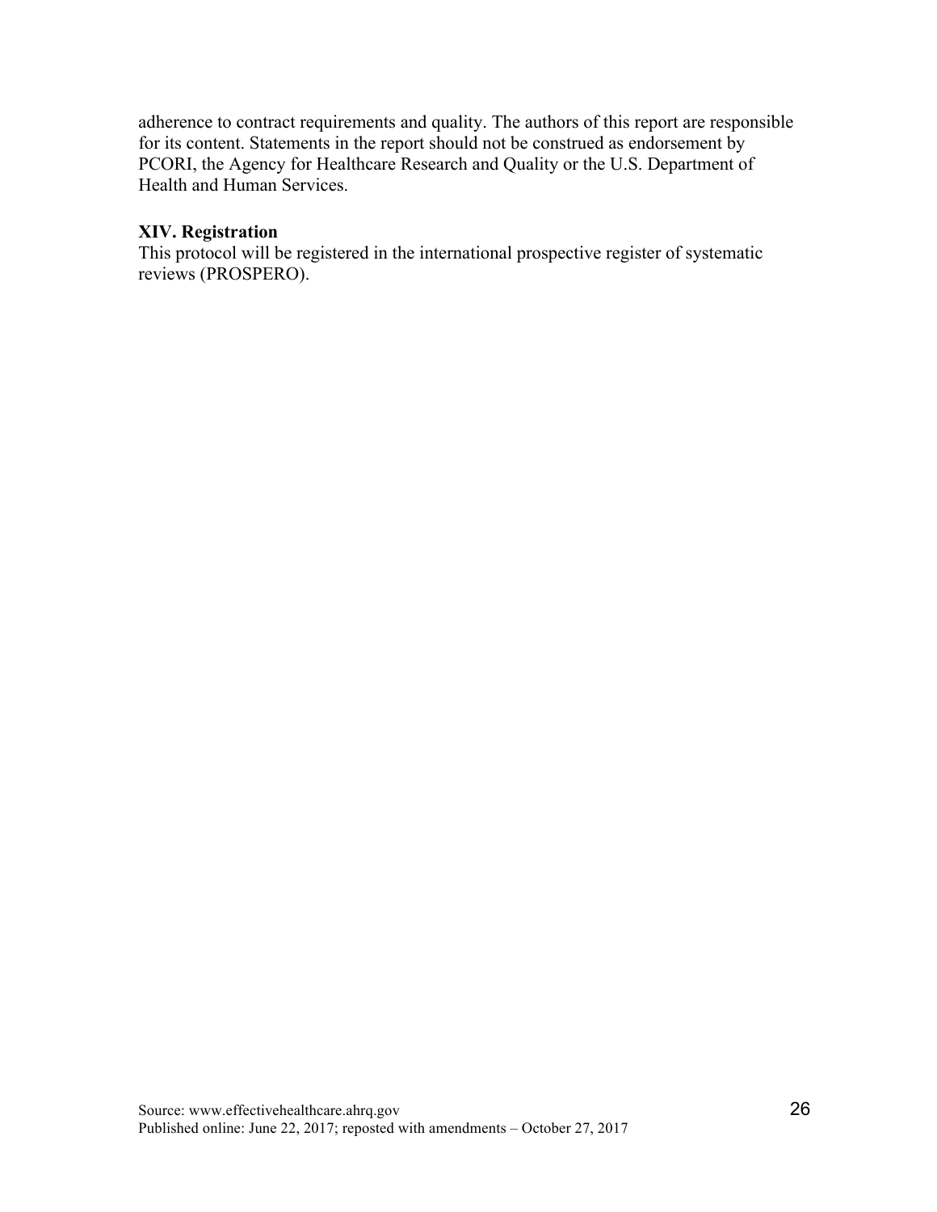adherence to contract requirements and quality. The authors of this report are responsible for its content. Statements in the report should not be construed as endorsement by PCORI, the Agency for Healthcare Research and Quality or the U.S. Department of Health and Human Services.

**XIV. Registration**

This protocol will be registered in the international prospective register of systematic reviews (PROSPERO).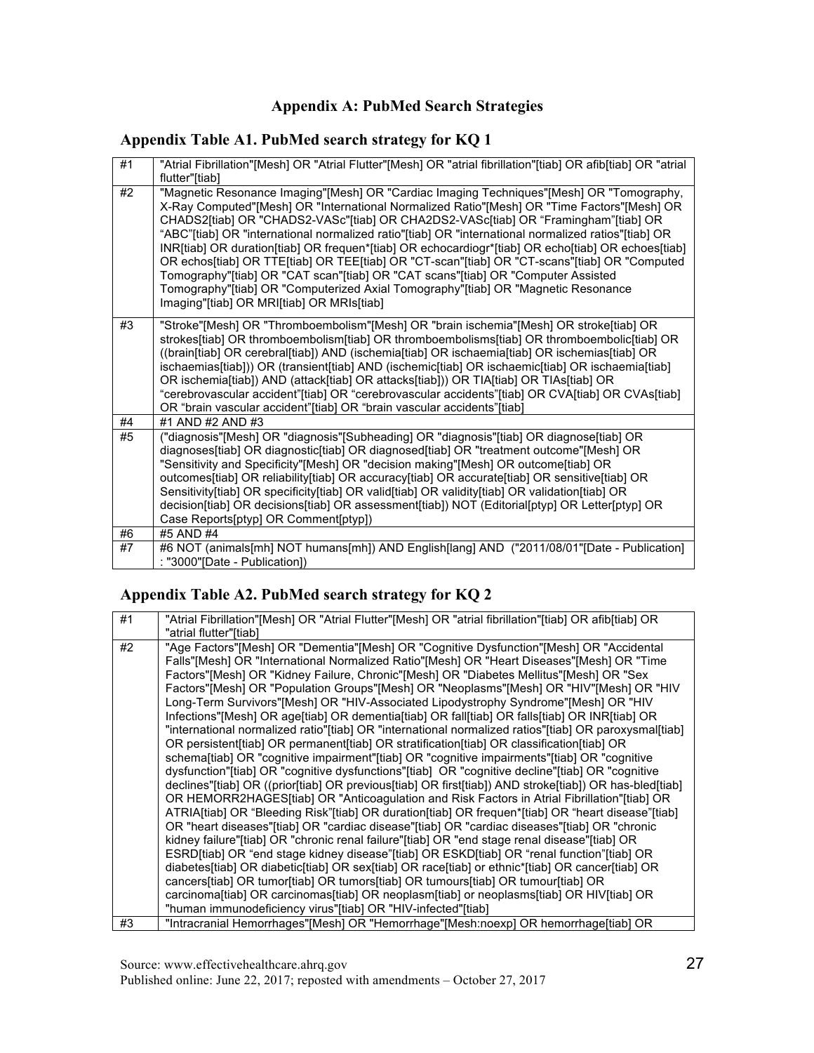## Appendix A: PubMed Search Strategies

### Appendix Table A1. PubMed search strategy for KQ 1

| | |
|---|---|
| #1 | "Atrial Fibrillation"[Mesh] OR "Atrial Flutter"[Mesh] OR "atrial fibrillation"[tiab] OR afib[tiab] OR "atrial flutter"[tiab] |
| #2 | "Magnetic Resonance Imaging"[Mesh] OR "Cardiac Imaging Techniques"[Mesh] OR "Tomography, X-Ray Computed"[Mesh] OR "International Normalized Ratio"[Mesh] OR "Time Factors"[Mesh] OR CHADS2[tiab] OR "CHADS2-VASc"[tiab] OR CHA2DS2-VASc[tiab] OR "Framingham"[tiab] OR "ABC"[tiab] OR "international normalized ratio"[tiab] OR "international normalized ratios"[tiab] OR INR[tiab] OR duration[tiab] OR frequen*[tiab] OR echocardiogr*[tiab] OR echo[tiab] OR echoes[tiab] OR echos[tiab] OR TTE[tiab] OR TEE[tiab] OR "CT-scan"[tiab] OR "CT-scans"[tiab] OR "Computed Tomography"[tiab] OR "CAT scan"[tiab] OR "CAT scans"[tiab] OR "Computer Assisted Tomography"[tiab] OR "Computerized Axial Tomography"[tiab] OR "Magnetic Resonance Imaging"[tiab] OR MRI[tiab] OR MRIs[tiab] |
| #3 | "Stroke"[Mesh] OR "Thromboembolism"[Mesh] OR "brain ischemia"[Mesh] OR stroke[tiab] OR strokes[tiab] OR thromboembolism[tiab] OR thromboembolisms[tiab] OR thromboembolic[tiab] OR ((brain[tiab] OR cerebral[tiab]) AND (ischemia[tiab] OR ischaemia[tiab] OR ischemias[tiab] OR ischaemias[tiab])) OR (transient[tiab] AND (ischemic[tiab] OR ischaemic[tiab] OR ischaemia[tiab] OR ischemia[tiab]) AND (attack[tiab] OR attacks[tiab])) OR TIA[tiab] OR TIAs[tiab] OR "cerebrovascular accident"[tiab] OR "cerebrovascular accidents"[tiab] OR CVA[tiab] OR CVAs[tiab] OR "brain vascular accident"[tiab] OR "brain vascular accidents"[tiab] |
| #4 | #1 AND #2 AND #3 |
| #5 | ("diagnosis"[Mesh] OR "diagnosis"[Subheading] OR "diagnosis"[tiab] OR diagnose[tiab] OR diagnoses[tiab] OR diagnostic[tiab] OR diagnosed[tiab] OR "treatment outcome"[Mesh] OR "Sensitivity and Specificity"[Mesh] OR "decision making"[Mesh] OR outcome[tiab] OR outcomes[tiab] OR reliability[tiab] OR accuracy[tiab] OR accurate[tiab] OR sensitive[tiab] OR Sensitivity[tiab] OR specificity[tiab] OR valid[tiab] OR validity[tiab] OR validation[tiab] OR decision[tiab] OR decisions[tiab] OR assessment[tiab]) NOT (Editorial[ptyp] OR Letter[ptyp] OR Case Reports[ptyp] OR Comment[ptyp]) |
| #6 | #5 AND #4 |
| #7 | #6 NOT (animals[mh] NOT humans[mh]) AND English[lang] AND ("2011/08/01"[Date - Publication] : "3000"[Date - Publication]) |

### Appendix Table A2. PubMed search strategy for KQ 2

| | |
|---|---|
| #1 | "Atrial Fibrillation"[Mesh] OR "Atrial Flutter"[Mesh] OR "atrial fibrillation"[tiab] OR afib[tiab] OR "atrial flutter"[tiab] |
| #2 | "Age Factors"[Mesh] OR "Dementia"[Mesh] OR "Cognitive Dysfunction"[Mesh] OR "Accidental Falls"[Mesh] OR "International Normalized Ratio"[Mesh] OR "Heart Diseases"[Mesh] OR "Time Factors"[Mesh] OR "Kidney Failure, Chronic"[Mesh] OR "Diabetes Mellitus"[Mesh] OR "Sex Factors"[Mesh] OR "Population Groups"[Mesh] OR "Neoplasms"[Mesh] OR "HIV"[Mesh] OR "HIV Long-Term Survivors"[Mesh] OR "HIV-Associated Lipodystrophy Syndrome"[Mesh] OR "HIV Infections"[Mesh] OR age[tiab] OR dementia[tiab] OR fall[tiab] OR falls[tiab] OR INR[tiab] OR "international normalized ratio"[tiab] OR "international normalized ratios"[tiab] OR paroxysmal[tiab] OR persistent[tiab] OR permanent[tiab] OR stratification[tiab] OR classification[tiab] OR schema[tiab] OR "cognitive impairment"[tiab] OR "cognitive impairments"[tiab] OR "cognitive dysfunction"[tiab] OR "cognitive dysfunctions"[tiab] OR "cognitive decline"[tiab] OR "cognitive declines"[tiab] OR ((prior[tiab] OR previous[tiab] OR first[tiab]) AND stroke[tiab]) OR has-bled[tiab] OR HEMORR2HAGES[tiab] OR "Anticoagulation and Risk Factors in Atrial Fibrillation"[tiab] OR ATRIA[tiab] OR "Bleeding Risk"[tiab] OR duration[tiab] OR frequen*[tiab] OR "heart disease"[tiab] OR "heart diseases"[tiab] OR "cardiac disease"[tiab] OR "cardiac diseases"[tiab] OR "chronic kidney failure"[tiab] OR "chronic renal failure"[tiab] OR "end stage renal disease"[tiab] OR ESRD[tiab] OR "end stage kidney disease"[tiab] OR ESKD[tiab] OR "renal function"[tiab] OR diabetes[tiab] OR diabetic[tiab] OR sex[tiab] OR race[tiab] or ethnic*[tiab] OR cancer[tiab] OR cancers[tiab] OR tumor[tiab] OR tumors[tiab] OR tumours[tiab] OR tumour[tiab] OR carcinoma[tiab] OR carcinomas[tiab] OR neoplasm[tiab] or neoplasms[tiab] OR HIV[tiab] OR "human immunodeficiency virus"[tiab] OR "HIV-infected"[tiab] |
| #3 | "Intracranial Hemorrhages"[Mesh] OR "Hemorrhage"[Mesh:noexp] OR hemorrhage[tiab] OR |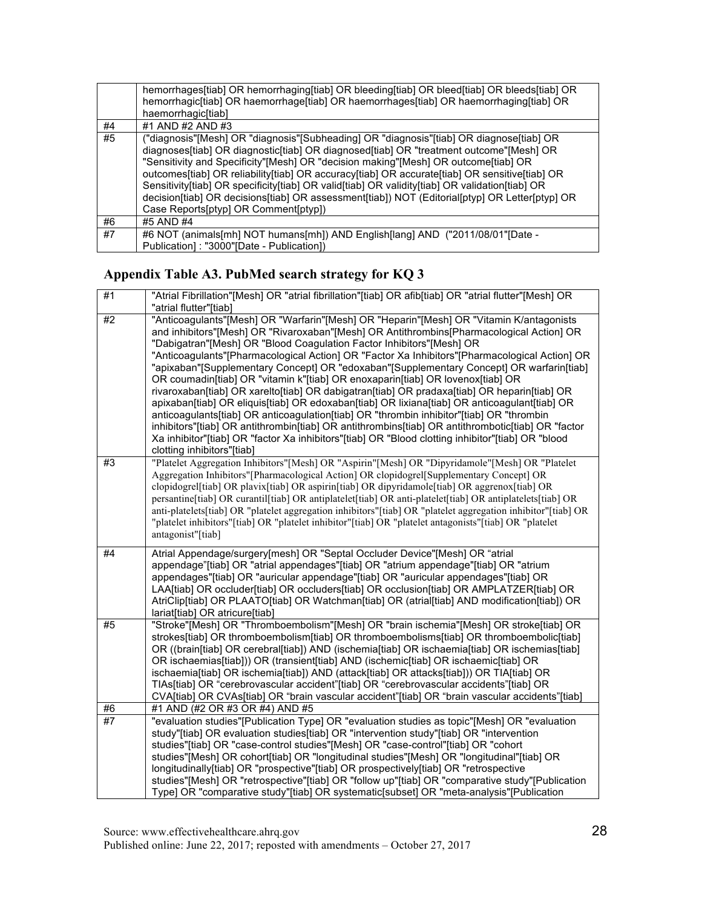| | |
|---|---|
| | hemorrhages[tiab] OR hemorrhaging[tiab] OR bleeding[tiab] OR bleed[tiab] OR bleeds[tiab] OR hemorrhagic[tiab] OR haemorrhage[tiab] OR haemorrhages[tiab] OR haemorrhaging[tiab] OR haemorrhagic[tiab] |
| #4 | #1 AND #2 AND #3 |
| #5 | ("diagnosis"[Mesh] OR "diagnosis"[Subheading] OR "diagnosis"[tiab] OR diagnose[tiab] OR diagnoses[tiab] OR diagnostic[tiab] OR diagnosed[tiab] OR "treatment outcome"[Mesh] OR "Sensitivity and Specificity"[Mesh] OR "decision making"[Mesh] OR outcome[tiab] OR outcomes[tiab] OR reliability[tiab] OR accuracy[tiab] OR accurate[tiab] OR sensitive[tiab] OR Sensitivity[tiab] OR specificity[tiab] OR valid[tiab] OR validity[tiab] OR validation[tiab] OR decision[tiab] OR decisions[tiab] OR assessment[tiab]) NOT (Editorial[ptyp] OR Letter[ptyp] OR Case Reports[ptyp] OR Comment[ptyp]) |
| #6 | #5 AND #4 |
| #7 | #6 NOT (animals[mh] NOT humans[mh]) AND English[lang] AND ("2011/08/01"[Date - Publication] : "3000"[Date - Publication]) |

## Appendix Table A3. PubMed search strategy for KQ 3

| | |
|---|---|
| #1 | "Atrial Fibrillation"[Mesh] OR "atrial fibrillation"[tiab] OR afib[tiab] OR "atrial flutter"[Mesh] OR "atrial flutter"[tiab] |
| #2 | "Anticoagulants"[Mesh] OR "Warfarin"[Mesh] OR "Heparin"[Mesh] OR "Vitamin K/antagonists and inhibitors"[Mesh] OR "Rivaroxaban"[Mesh] OR Antithrombins[Pharmacological Action] OR "Dabigatran"[Mesh] OR "Blood Coagulation Factor Inhibitors"[Mesh] OR "Anticoagulants"[Pharmacological Action] OR "Factor Xa Inhibitors"[Pharmacological Action] OR "apixaban"[Supplementary Concept] OR "edoxaban"[Supplementary Concept] OR warfarin[tiab] OR coumadin[tiab] OR "vitamin k"[tiab] OR enoxaparin[tiab] OR lovenox[tiab] OR rivaroxaban[tiab] OR xarelto[tiab] OR dabigatran[tiab] OR pradaxa[tiab] OR heparin[tiab] OR apixaban[tiab] OR eliquis[tiab] OR edoxaban[tiab] OR lixiana[tiab] OR anticoagulant[tiab] OR anticoagulants[tiab] OR anticoagulation[tiab] OR "thrombin inhibitor"[tiab] OR "thrombin inhibitors"[tiab] OR antithrombin[tiab] OR antithrombins[tiab] OR antithrombotic[tiab] OR "factor Xa inhibitor"[tiab] OR "factor Xa inhibitors"[tiab] OR "Blood clotting inhibitor"[tiab] OR "blood clotting inhibitors"[tiab] |
| #3 | "Platelet Aggregation Inhibitors"[Mesh] OR "Aspirin"[Mesh] OR "Dipyridamole"[Mesh] OR "Platelet Aggregation Inhibitors"[Pharmacological Action] OR clopidogrel[Supplementary Concept] OR clopidogrel[tiab] OR plavix[tiab] OR aspirin[tiab] OR dipyridamole[tiab] OR aggrenox[tiab] OR persantine[tiab] OR curantil[tiab] OR antiplatelet[tiab] OR anti-platelet[tiab] OR antiplatelets[tiab] OR anti-platelets[tiab] OR "platelet aggregation inhibitors"[tiab] OR "platelet aggregation inhibitor"[tiab] OR "platelet inhibitors"[tiab] OR "platelet inhibitor"[tiab] OR "platelet antagonists"[tiab] OR "platelet antagonist"[tiab] |
| #4 | Atrial Appendage/surgery[mesh] OR "Septal Occluder Device"[Mesh] OR "atrial appendage"[tiab] OR "atrial appendages"[tiab] OR "atrium appendage"[tiab] OR "atrium appendages"[tiab] OR "auricular appendage"[tiab] OR "auricular appendages"[tiab] OR LAA[tiab] OR occluder[tiab] OR occluders[tiab] OR occlusion[tiab] OR AMPLATZER[tiab] OR AtriClip[tiab] OR PLAATO[tiab] OR Watchman[tiab] OR (atrial[tiab] AND modification[tiab]) OR lariat[tiab] OR atricure[tiab] |
| #5 | "Stroke"[Mesh] OR "Thromboembolism"[Mesh] OR "brain ischemia"[Mesh] OR stroke[tiab] OR strokes[tiab] OR thromboembolism[tiab] OR thromboembolisms[tiab] OR thromboembolic[tiab] OR ((brain[tiab] OR cerebral[tiab]) AND (ischemia[tiab] OR ischaemia[tiab] OR ischemias[tiab] OR ischaemias[tiab])) OR (transient[tiab] AND (ischemic[tiab] OR ischaemic[tiab] OR ischaemia[tiab] OR ischemia[tiab]) AND (attack[tiab] OR attacks[tiab])) OR TIA[tiab] OR TIAs[tiab] OR "cerebrovascular accident"[tiab] OR "cerebrovascular accidents"[tiab] OR CVA[tiab] OR CVAs[tiab] OR "brain vascular accident"[tiab] OR "brain vascular accidents"[tiab] |
| #6 | #1 AND (#2 OR #3 OR #4) AND #5 |
| #7 | "evaluation studies"[Publication Type] OR "evaluation studies as topic"[Mesh] OR "evaluation study"[tiab] OR evaluation studies[tiab] OR "intervention study"[tiab] OR "intervention studies"[tiab] OR "case-control studies"[Mesh] OR "case-control"[tiab] OR "cohort studies"[Mesh] OR cohort[tiab] OR "longitudinal studies"[Mesh] OR "longitudinal"[tiab] OR longitudinally[tiab] OR "prospective"[tiab] OR prospectively[tiab] OR "retrospective studies"[Mesh] OR "retrospective"[tiab] OR "follow up"[tiab] OR "comparative study"[Publication Type] OR "comparative study"[tiab] OR systematic[subset] OR "meta-analysis"[Publication |

Source: www.effectivehealthcare.ahrq.gov

Published online: June 22, 2017; reposted with amendments – October 27, 2017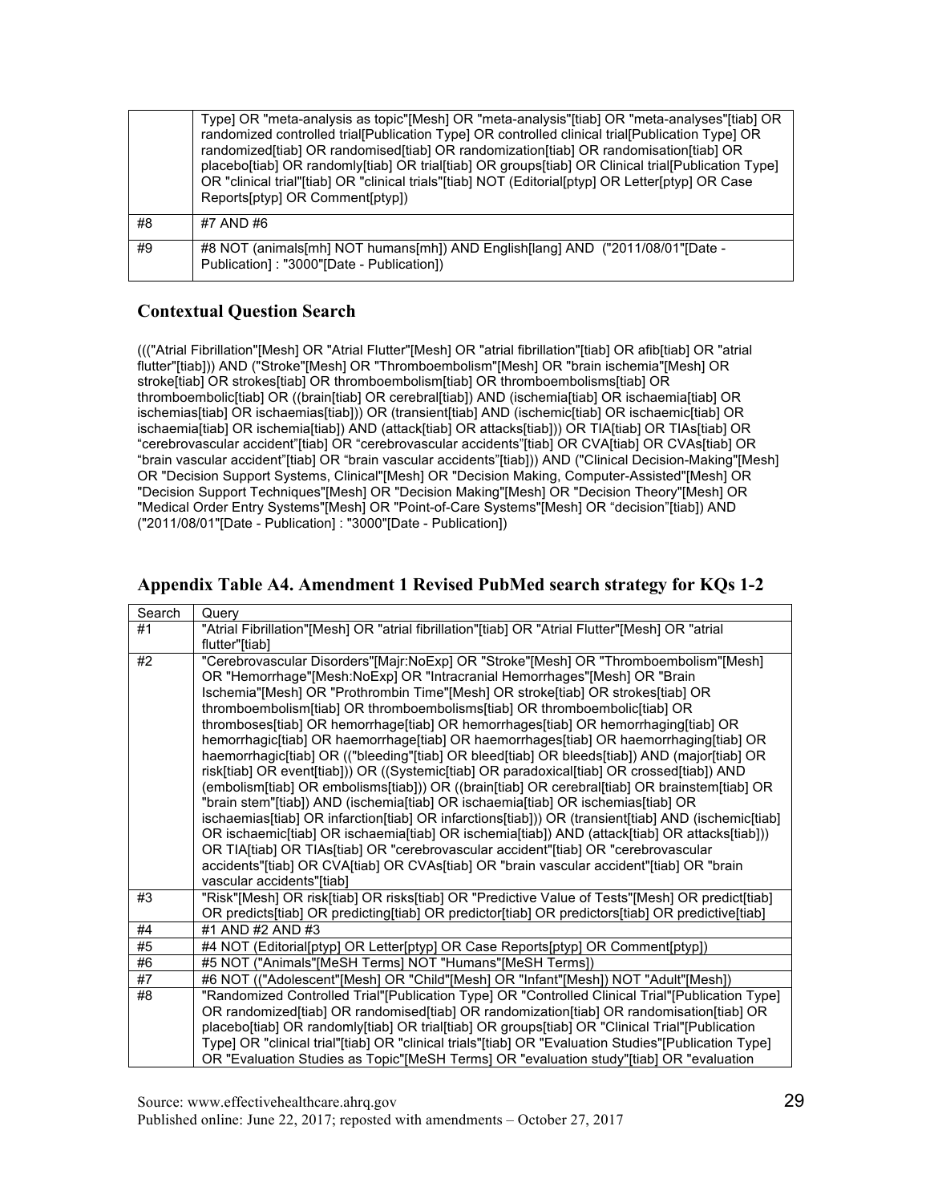| | |
|---|---|
| | Type] OR "meta-analysis as topic"[Mesh] OR "meta-analysis"[tiab] OR "meta-analyses"[tiab] OR randomized controlled trial[Publication Type] OR controlled clinical trial[Publication Type] OR randomized[tiab] OR randomised[tiab] OR randomization[tiab] OR randomisation[tiab] OR placebo[tiab] OR randomly[tiab] OR trial[tiab] OR groups[tiab] OR Clinical trial[Publication Type] OR "clinical trial"[tiab] OR "clinical trials"[tiab] NOT (Editorial[ptyp] OR Letter[ptyp] OR Case Reports[ptyp] OR Comment[ptyp]) |
| #8 | #7 AND #6 |
| #9 | #8 NOT (animals[mh] NOT humans[mh]) AND English[lang] AND ("2011/08/01"[Date - Publication] : "3000"[Date - Publication]) |

## Contextual Question Search

((("Atrial Fibrillation"[Mesh] OR "Atrial Flutter"[Mesh] OR "atrial fibrillation"[tiab] OR afib[tiab] OR "atrial flutter"[tiab])) AND ("Stroke"[Mesh] OR "Thromboembolism"[Mesh] OR "brain ischemia"[Mesh] OR stroke[tiab] OR strokes[tiab] OR thromboembolism[tiab] OR thromboembolisms[tiab] OR thromboembolic[tiab] OR ((brain[tiab] OR cerebral[tiab]) AND (ischemia[tiab] OR ischaemia[tiab] OR ischemias[tiab] OR ischaemias[tiab])) OR (transient[tiab] AND (ischemic[tiab] OR ischaemic[tiab] OR ischaemia[tiab] OR ischemia[tiab]) AND (attack[tiab] OR attacks[tiab])) OR TIA[tiab] OR TIAs[tiab] OR "cerebrovascular accident"[tiab] OR "cerebrovascular accidents"[tiab] OR CVA[tiab] OR CVAs[tiab] OR "brain vascular accident"[tiab] OR "brain vascular accidents"[tiab])) AND ("Clinical Decision-Making"[Mesh] OR "Decision Support Systems, Clinical"[Mesh] OR "Decision Making, Computer-Assisted"[Mesh] OR "Decision Support Techniques"[Mesh] OR "Decision Making"[Mesh] OR "Decision Theory"[Mesh] OR "Medical Order Entry Systems"[Mesh] OR "Point-of-Care Systems"[Mesh] OR "decision"[tiab]) AND ("2011/08/01"[Date - Publication] : "3000"[Date - Publication])

## Appendix Table A4. Amendment 1 Revised PubMed search strategy for KQs 1-2

| Search | Query |
|---|---|
| #1 | "Atrial Fibrillation"[Mesh] OR "atrial fibrillation"[tiab] OR "Atrial Flutter"[Mesh] OR "atrial flutter"[tiab] |
| #2 | "Cerebrovascular Disorders"[Majr:NoExp] OR "Stroke"[Mesh] OR "Thromboembolism"[Mesh] OR "Hemorrhage"[Mesh:NoExp] OR "Intracranial Hemorrhages"[Mesh] OR "Brain Ischemia"[Mesh] OR "Prothrombin Time"[Mesh] OR stroke[tiab] OR strokes[tiab] OR thromboembolism[tiab] OR thromboembolisms[tiab] OR thromboembolic[tiab] OR thromboses[tiab] OR hemorrhage[tiab] OR hemorrhages[tiab] OR hemorrhaging[tiab] OR hemorrhagic[tiab] OR haemorrhage[tiab] OR haemorrhages[tiab] OR haemorrhaging[tiab] OR haemorrhagic[tiab] OR (("bleeding"[tiab] OR bleed[tiab] OR bleeds[tiab]) AND (major[tiab] OR risk[tiab] OR event[tiab])) OR ((Systemic[tiab] OR paradoxical[tiab] OR crossed[tiab]) AND (embolism[tiab] OR embolisms[tiab])) OR ((brain[tiab] OR cerebral[tiab] OR brainstem[tiab] OR "brain stem"[tiab]) AND (ischemia[tiab] OR ischaemia[tiab] OR ischemias[tiab] OR ischaemias[tiab] OR infarction[tiab] OR infarctions[tiab])) OR (transient[tiab] AND (ischemic[tiab] OR ischaemic[tiab] OR ischaemia[tiab] OR ischemia[tiab]) AND (attack[tiab] OR attacks[tiab])) OR TIA[tiab] OR TIAs[tiab] OR "cerebrovascular accident"[tiab] OR "cerebrovascular accidents"[tiab] OR CVA[tiab] OR CVAs[tiab] OR "brain vascular accident"[tiab] OR "brain vascular accidents"[tiab] |
| #3 | "Risk"[Mesh] OR risk[tiab] OR risks[tiab] OR "Predictive Value of Tests"[Mesh] OR predict[tiab] OR predicts[tiab] OR predicting[tiab] OR predictor[tiab] OR predictors[tiab] OR predictive[tiab] |
| #4 | #1 AND #2 AND #3 |
| #5 | #4 NOT (Editorial[ptyp] OR Letter[ptyp] OR Case Reports[ptyp] OR Comment[ptyp]) |
| #6 | #5 NOT ("Animals"[MeSH Terms] NOT "Humans"[MeSH Terms]) |
| #7 | #6 NOT (("Adolescent"[Mesh] OR "Child"[Mesh] OR "Infant"[Mesh]) NOT "Adult"[Mesh]) |
| #8 | "Randomized Controlled Trial"[Publication Type] OR "Controlled Clinical Trial"[Publication Type] OR randomized[tiab] OR randomised[tiab] OR randomization[tiab] OR randomisation[tiab] OR placebo[tiab] OR randomly[tiab] OR trial[tiab] OR groups[tiab] OR "Clinical Trial"[Publication Type] OR "clinical trial"[tiab] OR "clinical trials"[tiab] OR "Evaluation Studies"[Publication Type] OR "Evaluation Studies as Topic"[MeSH Terms] OR "evaluation study"[tiab] OR "evaluation |

Source: www.effectivehealthcare.ahrq.gov
Published online: June 22, 2017; reposted with amendments – October 27, 2017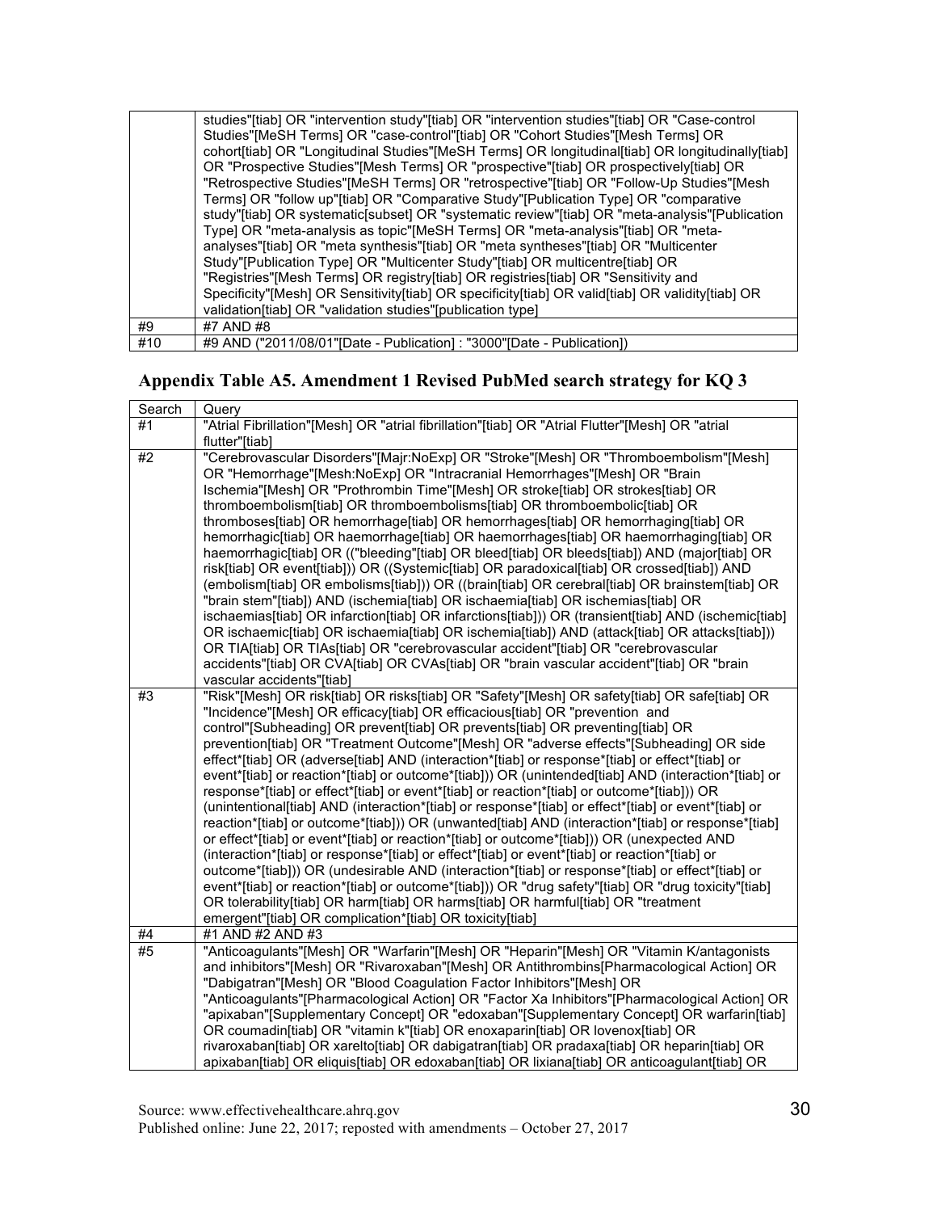| | |
|---|---|
| | studies"[tiab] OR "intervention study"[tiab] OR "intervention studies"[tiab] OR "Case-control Studies"[MeSH Terms] OR "case-control"[tiab] OR "Cohort Studies"[Mesh Terms] OR cohort[tiab] OR "Longitudinal Studies"[MeSH Terms] OR longitudinal[tiab] OR longitudinally[tiab] OR "Prospective Studies"[Mesh Terms] OR "prospective"[tiab] OR prospectively[tiab] OR "Retrospective Studies"[MeSH Terms] OR "retrospective"[tiab] OR "Follow-Up Studies"[Mesh Terms] OR "follow up"[tiab] OR "Comparative Study"[Publication Type] OR "comparative study"[tiab] OR systematic[subset] OR "systematic review"[tiab] OR "meta-analysis"[Publication Type] OR "meta-analysis as topic"[MeSH Terms] OR "meta-analysis"[tiab] OR "meta-analyses"[tiab] OR "meta synthesis"[tiab] OR "meta syntheses"[tiab] OR "Multicenter Study"[Publication Type] OR "Multicenter Study"[tiab] OR multicentre[tiab] OR "Registries"[Mesh Terms] OR registry[tiab] OR registries[tiab] OR "Sensitivity and Specificity"[Mesh] OR Sensitivity[tiab] OR specificity[tiab] OR valid[tiab] OR validity[tiab] OR validation[tiab] OR "validation studies"[publication type] |
| #9 | #7 AND #8 |
| #10 | #9 AND ("2011/08/01"[Date - Publication] : "3000"[Date - Publication]) |

## Appendix Table A5. Amendment 1 Revised PubMed search strategy for KQ 3

| Search | Query |
|---|---|
| #1 | "Atrial Fibrillation"[Mesh] OR "atrial fibrillation"[tiab] OR "Atrial Flutter"[Mesh] OR "atrial flutter"[tiab] |
| #2 | "Cerebrovascular Disorders"[Majr:NoExp] OR "Stroke"[Mesh] OR "Thromboembolism"[Mesh] OR "Hemorrhage"[Mesh:NoExp] OR "Intracranial Hemorrhages"[Mesh] OR "Brain Ischemia"[Mesh] OR "Prothrombin Time"[Mesh] OR stroke[tiab] OR strokes[tiab] OR thromboembolism[tiab] OR thromboembolisms[tiab] OR thromboembolic[tiab] OR thromboses[tiab] OR hemorrhage[tiab] OR hemorrhages[tiab] OR hemorrhaging[tiab] OR hemorrhagic[tiab] OR haemorrhage[tiab] OR haemorrhages[tiab] OR haemorrhaging[tiab] OR haemorrhagic[tiab] OR (("bleeding"[tiab] OR bleed[tiab] OR bleeds[tiab]) AND (major[tiab] OR risk[tiab] OR event[tiab])) OR ((Systemic[tiab] OR paradoxical[tiab] OR crossed[tiab]) AND (embolism[tiab] OR embolisms[tiab])) OR ((brain[tiab] OR cerebral[tiab] OR brainstem[tiab] OR "brain stem"[tiab]) AND (ischemia[tiab] OR ischaemia[tiab] OR ischemias[tiab] OR ischaemias[tiab] OR infarction[tiab] OR infarctions[tiab])) OR (transient[tiab] AND (ischemic[tiab] OR ischaemic[tiab] OR ischaemia[tiab] OR ischemia[tiab]) AND (attack[tiab] OR attacks[tiab])) OR TIA[tiab] OR TIAs[tiab] OR "cerebrovascular accident"[tiab] OR "cerebrovascular accidents"[tiab] OR CVA[tiab] OR CVAs[tiab] OR "brain vascular accident"[tiab] OR "brain vascular accidents"[tiab] |
| #3 | "Risk"[Mesh] OR risk[tiab] OR risks[tiab] OR "Safety"[Mesh] OR safety[tiab] OR safe[tiab] OR "Incidence"[Mesh] OR efficacy[tiab] OR efficacious[tiab] OR "prevention and control"[Subheading] OR prevent[tiab] OR prevents[tiab] OR preventing[tiab] OR prevention[tiab] OR "Treatment Outcome"[Mesh] OR "adverse effects"[Subheading] OR side effect*[tiab] OR (adverse[tiab] AND (interaction*[tiab] or response*[tiab] or effect*[tiab] or event*[tiab] or reaction*[tiab] or outcome*[tiab])) OR (unintended[tiab] AND (interaction*[tiab] or response*[tiab] or effect*[tiab] or event*[tiab] or reaction*[tiab] or outcome*[tiab])) OR (unintentional[tiab] AND (interaction*[tiab] or response*[tiab] or effect*[tiab] or event*[tiab] or reaction*[tiab] or outcome*[tiab])) OR (unwanted[tiab] AND (interaction*[tiab] or response*[tiab] or effect*[tiab] or event*[tiab] or reaction*[tiab] or outcome*[tiab])) OR (unexpected AND (interaction*[tiab] or response*[tiab] or effect*[tiab] or event*[tiab] or reaction*[tiab] or outcome*[tiab])) OR (undesirable AND (interaction*[tiab] or response*[tiab] or effect*[tiab] or event*[tiab] or reaction*[tiab] or outcome*[tiab])) OR "drug safety"[tiab] OR "drug toxicity"[tiab] OR tolerability[tiab] OR harm[tiab] OR harms[tiab] OR harmful[tiab] OR "treatment emergent"[tiab] OR complication*[tiab] OR toxicity[tiab] |
| #4 | #1 AND #2 AND #3 |
| #5 | "Anticoagulants"[Mesh] OR "Warfarin"[Mesh] OR "Heparin"[Mesh] OR "Vitamin K/antagonists and inhibitors"[Mesh] OR "Rivaroxaban"[Mesh] OR Antithrombins[Pharmacological Action] OR "Dabigatran"[Mesh] OR "Blood Coagulation Factor Inhibitors"[Mesh] OR "Anticoagulants"[Pharmacological Action] OR "Factor Xa Inhibitors"[Pharmacological Action] OR "apixaban"[Supplementary Concept] OR "edoxaban"[Supplementary Concept] OR warfarin[tiab] OR coumadin[tiab] OR "vitamin k"[tiab] OR enoxaparin[tiab] OR lovenox[tiab] OR rivaroxaban[tiab] OR xarelto[tiab] OR dabigatran[tiab] OR pradaxa[tiab] OR heparin[tiab] OR apixaban[tiab] OR eliquis[tiab] OR edoxaban[tiab] OR lixiana[tiab] OR anticoagulant[tiab] OR |

Source: www.effectivehealthcare.ahrq.gov
Published online: June 22, 2017; reposted with amendments – October 27, 2017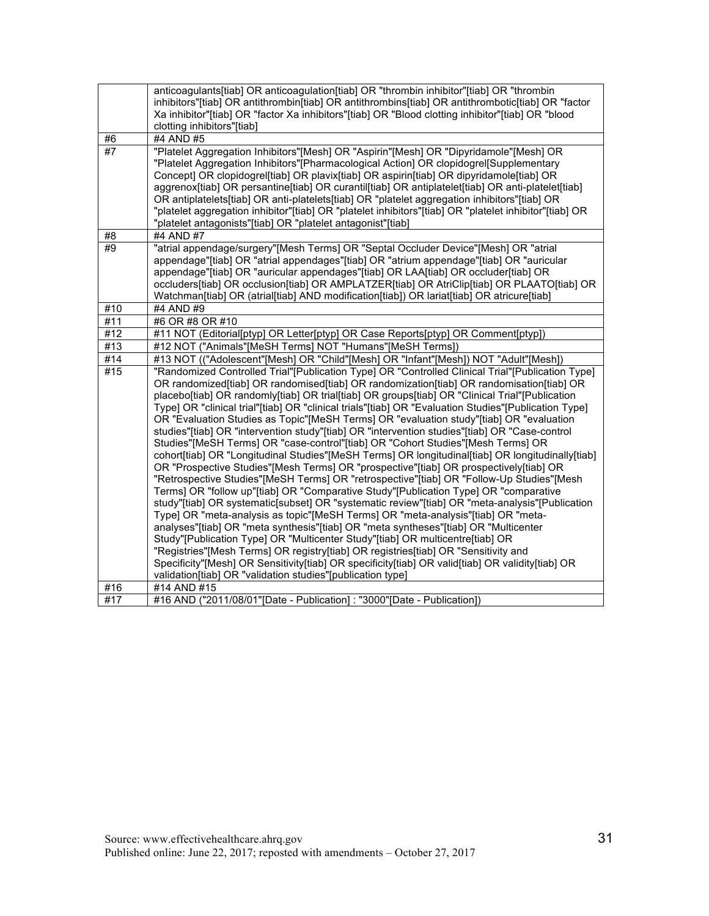| | |
|---|---|
| | anticoagulants[tiab] OR anticoagulation[tiab] OR "thrombin inhibitor"[tiab] OR "thrombin inhibitors"[tiab] OR antithrombin[tiab] OR antithrombins[tiab] OR antithrombotic[tiab] OR "factor Xa inhibitor"[tiab] OR "factor Xa inhibitors"[tiab] OR "Blood clotting inhibitor"[tiab] OR "blood clotting inhibitors"[tiab] |
| #6 | #4 AND #5 |
| #7 | "Platelet Aggregation Inhibitors"[Mesh] OR "Aspirin"[Mesh] OR "Dipyridamole"[Mesh] OR "Platelet Aggregation Inhibitors"[Pharmacological Action] OR clopidogrel[Supplementary Concept] OR clopidogrel[tiab] OR plavix[tiab] OR aspirin[tiab] OR dipyridamole[tiab] OR aggrenox[tiab] OR persantine[tiab] OR curantil[tiab] OR antiplatelet[tiab] OR anti-platelet[tiab] OR antiplatelets[tiab] OR anti-platelets[tiab] OR "platelet aggregation inhibitors"[tiab] OR "platelet aggregation inhibitor"[tiab] OR "platelet inhibitors"[tiab] OR "platelet inhibitor"[tiab] OR "platelet antagonists"[tiab] OR "platelet antagonist"[tiab] |
| #8 | #4 AND #7 |
| #9 | "atrial appendage/surgery"[Mesh Terms] OR "Septal Occluder Device"[Mesh] OR "atrial appendage"[tiab] OR "atrial appendages"[tiab] OR "atrium appendage"[tiab] OR "auricular appendage"[tiab] OR "auricular appendages"[tiab] OR LAA[tiab] OR occluder[tiab] OR occluders[tiab] OR occlusion[tiab] OR AMPLATZER[tiab] OR AtriClip[tiab] OR PLAATO[tiab] OR Watchman[tiab] OR (atrial[tiab] AND modification[tiab]) OR lariat[tiab] OR atricure[tiab] |
| #10 | #4 AND #9 |
| #11 | #6 OR #8 OR #10 |
| #12 | #11 NOT (Editorial[ptyp] OR Letter[ptyp] OR Case Reports[ptyp] OR Comment[ptyp]) |
| #13 | #12 NOT ("Animals"[MeSH Terms] NOT "Humans"[MeSH Terms]) |
| #14 | #13 NOT (("Adolescent"[Mesh] OR "Child"[Mesh] OR "Infant"[Mesh]) NOT "Adult"[Mesh]) |
| #15 | "Randomized Controlled Trial"[Publication Type] OR "Controlled Clinical Trial"[Publication Type] OR randomized[tiab] OR randomised[tiab] OR randomization[tiab] OR randomisation[tiab] OR placebo[tiab] OR randomly[tiab] OR trial[tiab] OR groups[tiab] OR "Clinical Trial"[Publication Type] OR "clinical trial"[tiab] OR "clinical trials"[tiab] OR "Evaluation Studies"[Publication Type] OR "Evaluation Studies as Topic"[MeSH Terms] OR "evaluation study"[tiab] OR "evaluation studies"[tiab] OR "intervention study"[tiab] OR "intervention studies"[tiab] OR "Case-control Studies"[MeSH Terms] OR "case-control"[tiab] OR "Cohort Studies"[Mesh Terms] OR cohort[tiab] OR "Longitudinal Studies"[MeSH Terms] OR longitudinal[tiab] OR longitudinally[tiab] OR "Prospective Studies"[Mesh Terms] OR "prospective"[tiab] OR prospectively[tiab] OR "Retrospective Studies"[MeSH Terms] OR "retrospective"[tiab] OR "Follow-Up Studies"[Mesh Terms] OR "follow up"[tiab] OR "Comparative Study"[Publication Type] OR "comparative study"[tiab] OR systematic[subset] OR "systematic review"[tiab] OR "meta-analysis"[Publication Type] OR "meta-analysis as topic"[MeSH Terms] OR "meta-analysis"[tiab] OR "meta-analyses"[tiab] OR "meta synthesis"[tiab] OR "meta syntheses"[tiab] OR "Multicenter Study"[Publication Type] OR "Multicenter Study"[tiab] OR multicentre[tiab] OR "Registries"[Mesh Terms] OR registry[tiab] OR registries[tiab] OR "Sensitivity and Specificity"[Mesh] OR Sensitivity[tiab] OR specificity[tiab] OR valid[tiab] OR validity[tiab] OR validation[tiab] OR "validation studies"[publication type] |
| #16 | #14 AND #15 |
| #17 | #16 AND ("2011/08/01"[Date - Publication] : "3000"[Date - Publication]) |

Source: www.effectivehealthcare.ahrq.gov
Published online: June 22, 2017; reposted with amendments – October 27, 2017